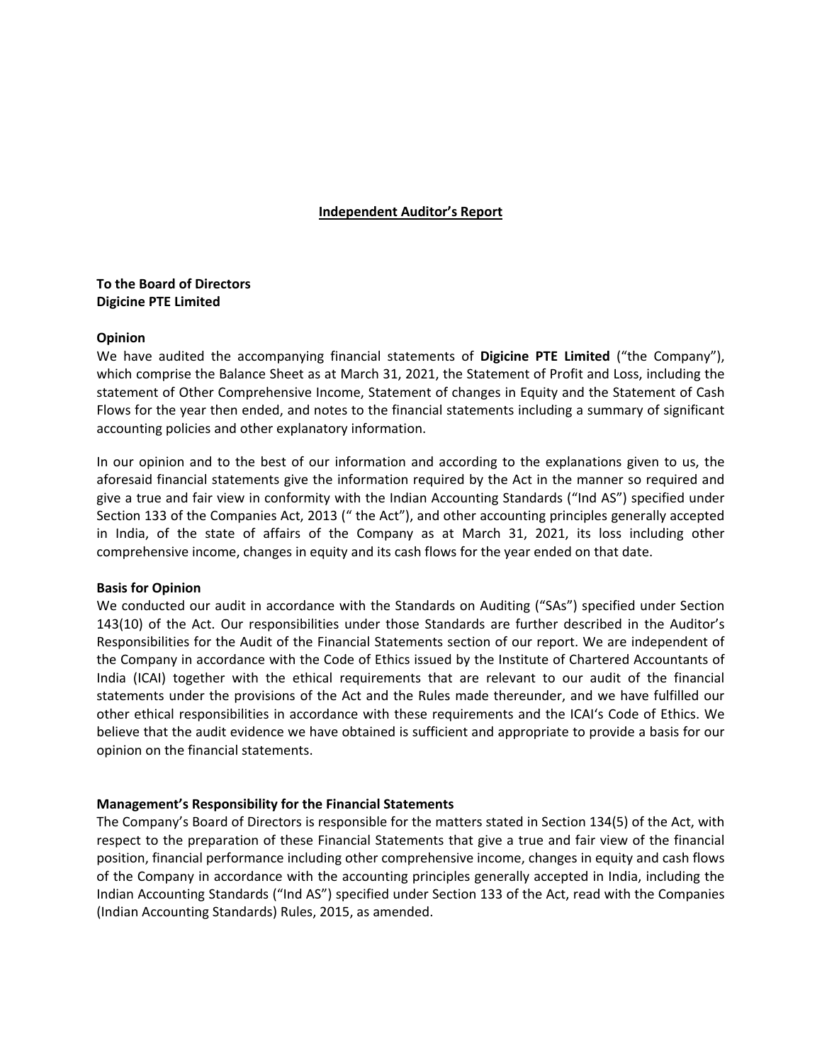# Independent Auditor's Report

**To the Board of Directors**
**Digicine PTE Limited**

**Opinion**

We have audited the accompanying financial statements of **Digicine PTE Limited** ("the Company"), which comprise the Balance Sheet as at March 31, 2021, the Statement of Profit and Loss, including the statement of Other Comprehensive Income, Statement of changes in Equity and the Statement of Cash Flows for the year then ended, and notes to the financial statements including a summary of significant accounting policies and other explanatory information.

In our opinion and to the best of our information and according to the explanations given to us, the aforesaid financial statements give the information required by the Act in the manner so required and give a true and fair view in conformity with the Indian Accounting Standards ("Ind AS") specified under Section 133 of the Companies Act, 2013 (" the Act"), and other accounting principles generally accepted in India, of the state of affairs of the Company as at March 31, 2021, its loss including other comprehensive income, changes in equity and its cash flows for the year ended on that date.

**Basis for Opinion**

We conducted our audit in accordance with the Standards on Auditing ("SAs") specified under Section 143(10) of the Act. Our responsibilities under those Standards are further described in the Auditor's Responsibilities for the Audit of the Financial Statements section of our report. We are independent of the Company in accordance with the Code of Ethics issued by the Institute of Chartered Accountants of India (ICAI) together with the ethical requirements that are relevant to our audit of the financial statements under the provisions of the Act and the Rules made thereunder, and we have fulfilled our other ethical responsibilities in accordance with these requirements and the ICAI's Code of Ethics. We believe that the audit evidence we have obtained is sufficient and appropriate to provide a basis for our opinion on the financial statements.

**Management's Responsibility for the Financial Statements**

The Company's Board of Directors is responsible for the matters stated in Section 134(5) of the Act, with respect to the preparation of these Financial Statements that give a true and fair view of the financial position, financial performance including other comprehensive income, changes in equity and cash flows of the Company in accordance with the accounting principles generally accepted in India, including the Indian Accounting Standards ("Ind AS") specified under Section 133 of the Act, read with the Companies (Indian Accounting Standards) Rules, 2015, as amended.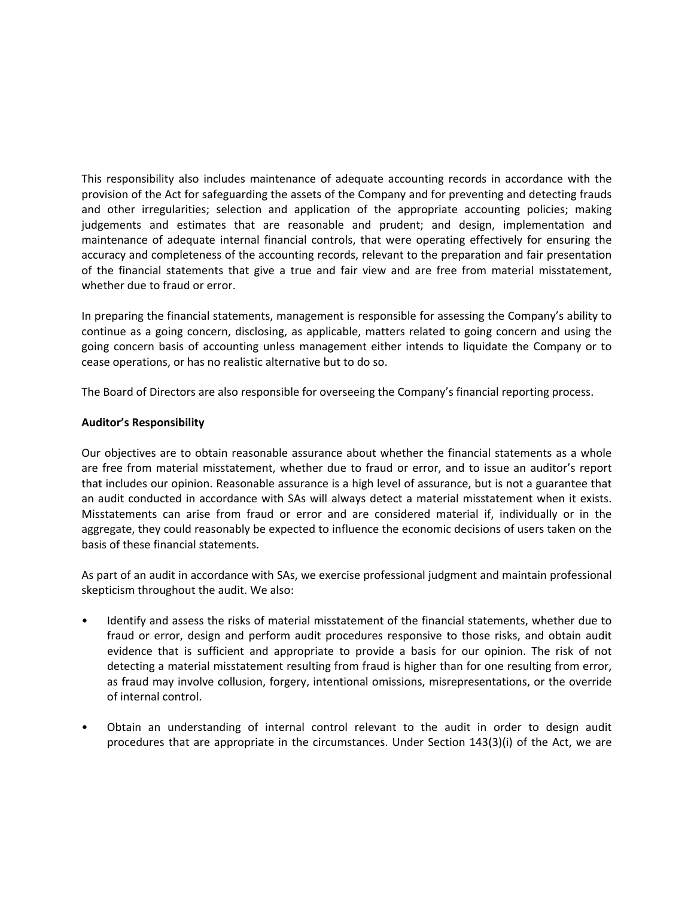This responsibility also includes maintenance of adequate accounting records in accordance with the provision of the Act for safeguarding the assets of the Company and for preventing and detecting frauds and other irregularities; selection and application of the appropriate accounting policies; making judgements and estimates that are reasonable and prudent; and design, implementation and maintenance of adequate internal financial controls, that were operating effectively for ensuring the accuracy and completeness of the accounting records, relevant to the preparation and fair presentation of the financial statements that give a true and fair view and are free from material misstatement, whether due to fraud or error.

In preparing the financial statements, management is responsible for assessing the Company's ability to continue as a going concern, disclosing, as applicable, matters related to going concern and using the going concern basis of accounting unless management either intends to liquidate the Company or to cease operations, or has no realistic alternative but to do so.

The Board of Directors are also responsible for overseeing the Company's financial reporting process.

**Auditor's Responsibility**

Our objectives are to obtain reasonable assurance about whether the financial statements as a whole are free from material misstatement, whether due to fraud or error, and to issue an auditor's report that includes our opinion. Reasonable assurance is a high level of assurance, but is not a guarantee that an audit conducted in accordance with SAs will always detect a material misstatement when it exists. Misstatements can arise from fraud or error and are considered material if, individually or in the aggregate, they could reasonably be expected to influence the economic decisions of users taken on the basis of these financial statements.

As part of an audit in accordance with SAs, we exercise professional judgment and maintain professional skepticism throughout the audit. We also:

- Identify and assess the risks of material misstatement of the financial statements, whether due to fraud or error, design and perform audit procedures responsive to those risks, and obtain audit evidence that is sufficient and appropriate to provide a basis for our opinion. The risk of not detecting a material misstatement resulting from fraud is higher than for one resulting from error, as fraud may involve collusion, forgery, intentional omissions, misrepresentations, or the override of internal control.

- Obtain an understanding of internal control relevant to the audit in order to design audit procedures that are appropriate in the circumstances. Under Section 143(3)(i) of the Act, we are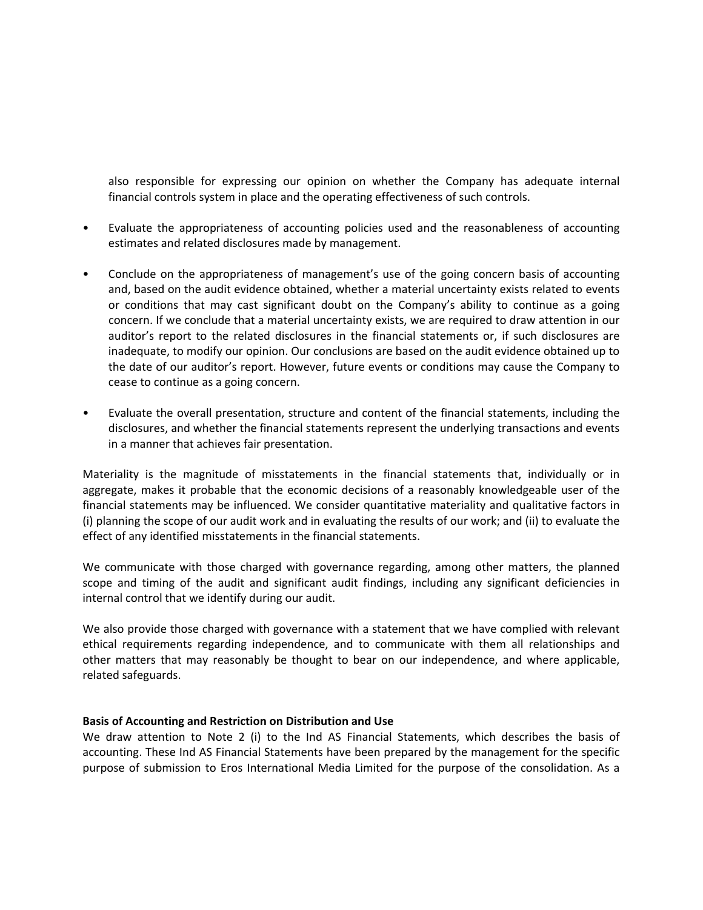also responsible for expressing our opinion on whether the Company has adequate internal financial controls system in place and the operating effectiveness of such controls.

- Evaluate the appropriateness of accounting policies used and the reasonableness of accounting estimates and related disclosures made by management.

- Conclude on the appropriateness of management's use of the going concern basis of accounting and, based on the audit evidence obtained, whether a material uncertainty exists related to events or conditions that may cast significant doubt on the Company's ability to continue as a going concern. If we conclude that a material uncertainty exists, we are required to draw attention in our auditor's report to the related disclosures in the financial statements or, if such disclosures are inadequate, to modify our opinion. Our conclusions are based on the audit evidence obtained up to the date of our auditor's report. However, future events or conditions may cause the Company to cease to continue as a going concern.

- Evaluate the overall presentation, structure and content of the financial statements, including the disclosures, and whether the financial statements represent the underlying transactions and events in a manner that achieves fair presentation.

Materiality is the magnitude of misstatements in the financial statements that, individually or in aggregate, makes it probable that the economic decisions of a reasonably knowledgeable user of the financial statements may be influenced. We consider quantitative materiality and qualitative factors in (i) planning the scope of our audit work and in evaluating the results of our work; and (ii) to evaluate the effect of any identified misstatements in the financial statements.

We communicate with those charged with governance regarding, among other matters, the planned scope and timing of the audit and significant audit findings, including any significant deficiencies in internal control that we identify during our audit.

We also provide those charged with governance with a statement that we have complied with relevant ethical requirements regarding independence, and to communicate with them all relationships and other matters that may reasonably be thought to bear on our independence, and where applicable, related safeguards.

**Basis of Accounting and Restriction on Distribution and Use**

We draw attention to Note 2 (i) to the Ind AS Financial Statements, which describes the basis of accounting. These Ind AS Financial Statements have been prepared by the management for the specific purpose of submission to Eros International Media Limited for the purpose of the consolidation. As a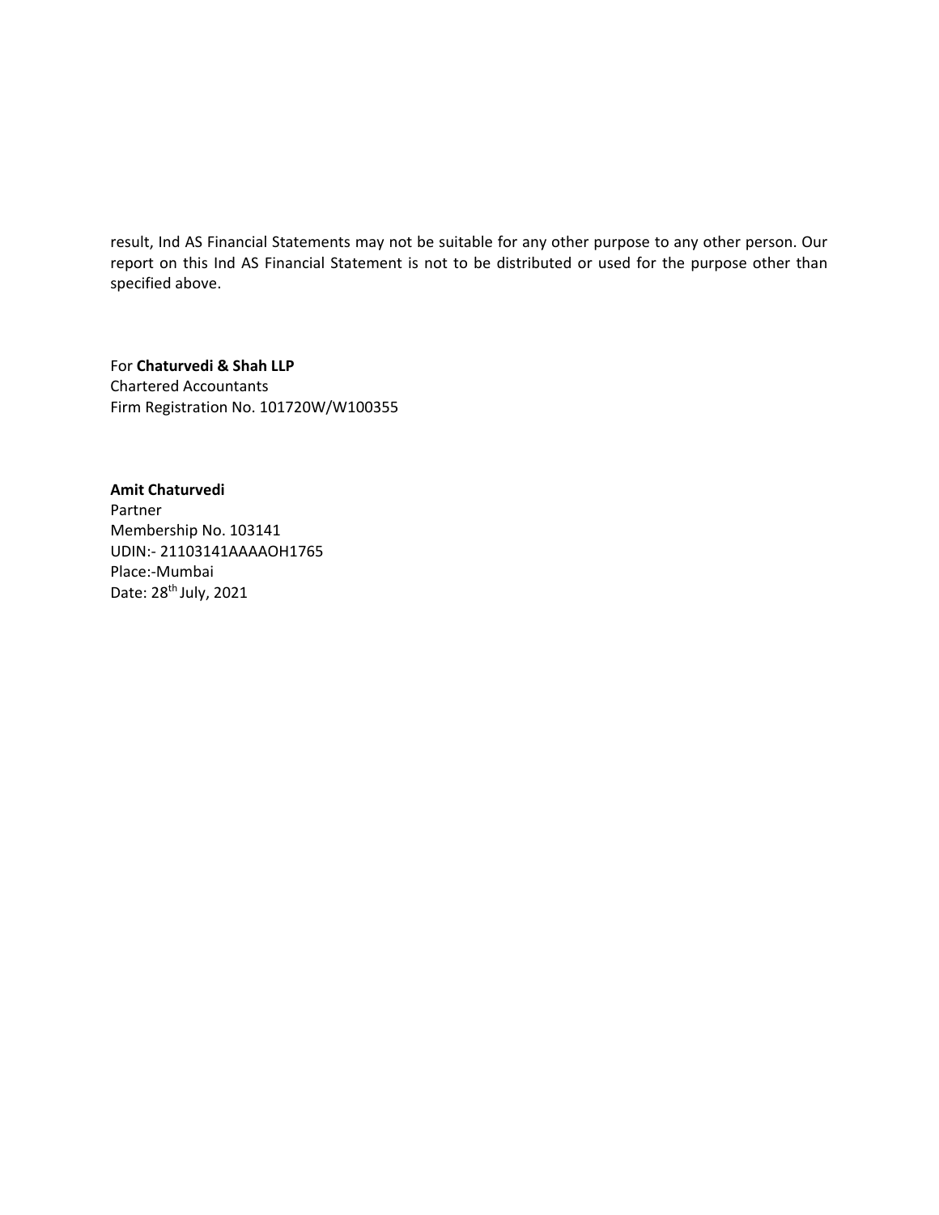result, Ind AS Financial Statements may not be suitable for any other purpose to any other person. Our report on this Ind AS Financial Statement is not to be distributed or used for the purpose other than specified above.

For **Chaturvedi & Shah LLP**
Chartered Accountants
Firm Registration No. 101720W/W100355

**Amit Chaturvedi**
Partner
Membership No. 103141
UDIN:- 21103141AAAAOH1765
Place:-Mumbai
Date: 28th July, 2021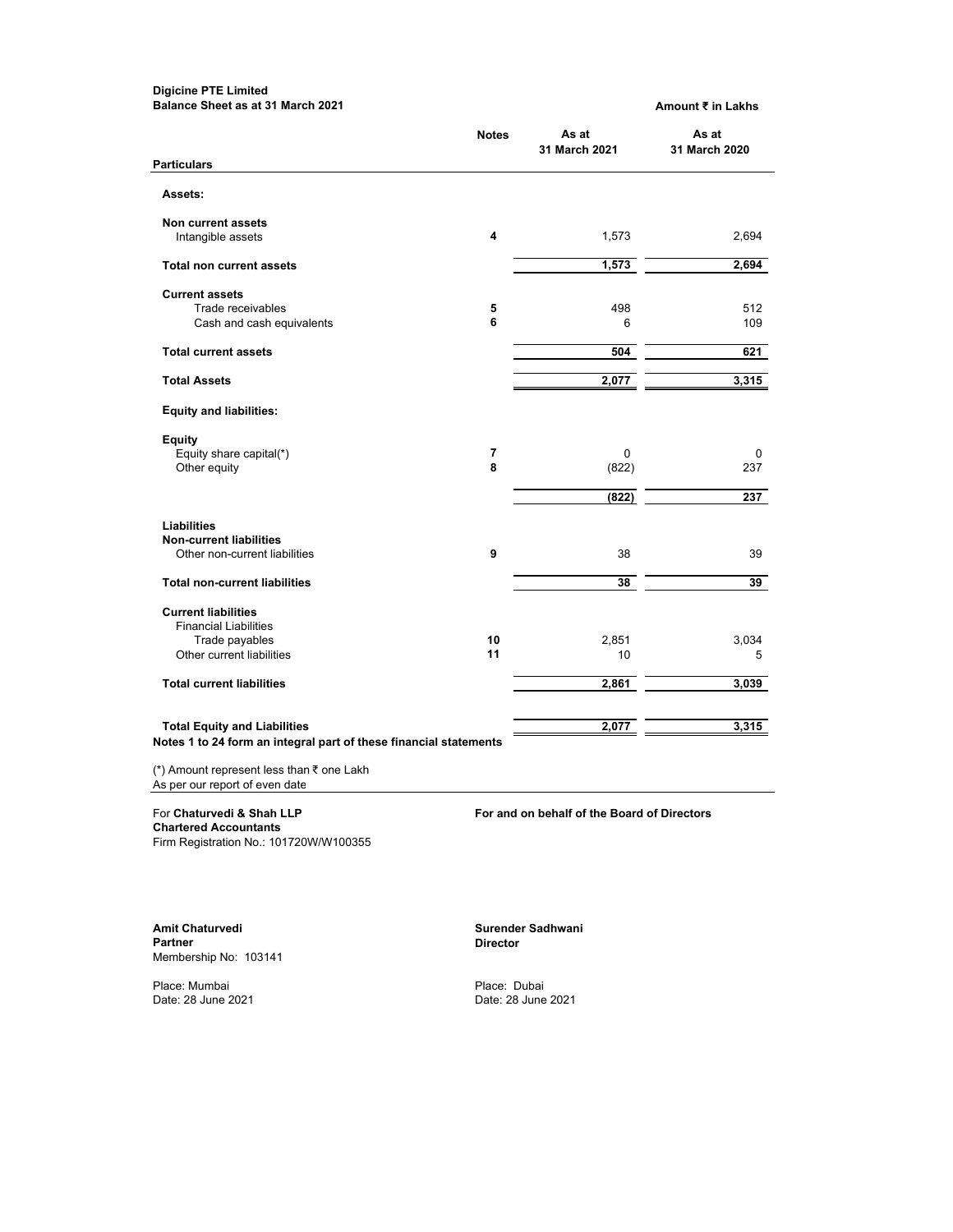**Digicine PTE Limited**
**Balance Sheet as at 31 March 2021**

**Amount ₹ in Lakhs**

| Particulars | Notes | As at 31 March 2021 | As at 31 March 2020 |
|---|---|---|---|
| **Assets:** | | | |
| **Non current assets** | | | |
| Intangible assets | 4 | 1,573 | 2,694 |
| **Total non current assets** | | 1,573 | 2,694 |
| **Current assets** | | | |
| Trade receivables | 5 | 498 | 512 |
| Cash and cash equivalents | 6 | 6 | 109 |
| **Total current assets** | | 504 | 621 |
| **Total Assets** | | 2,077 | 3,315 |
| **Equity and liabilities:** | | | |
| **Equity** | | | |
| Equity share capital(*) | 7 | 0 | 0 |
| Other equity | 8 | (822) | 237 |
| | | (822) | 237 |
| **Liabilities** | | | |
| **Non-current liabilities** | | | |
| Other non-current liabilities | 9 | 38 | 39 |
| **Total non-current liabilities** | | 38 | 39 |
| **Current liabilities** | | | |
| Financial Liabilities | | | |
| Trade payables | 10 | 2,851 | 3,034 |
| Other current liabilities | 11 | 10 | 5 |
| **Total current liabilities** | | 2,861 | 3,039 |
| **Total Equity and Liabilities** | | 2,077 | 3,315 |

**Notes 1 to 24 form an integral part of these financial statements**

(*) Amount represent less than ₹ one Lakh

As per our report of even date

For **Chaturvedi & Shah LLP**
**Chartered Accountants**
Firm Registration No.: 101720W/W100355

**For and on behalf of the Board of Directors**

**Amit Chaturvedi**
**Partner**
Membership No: 103141

Place: Mumbai
Date: 28 June 2021

**Surender Sadhwani**
**Director**

Place: Dubai
Date: 28 June 2021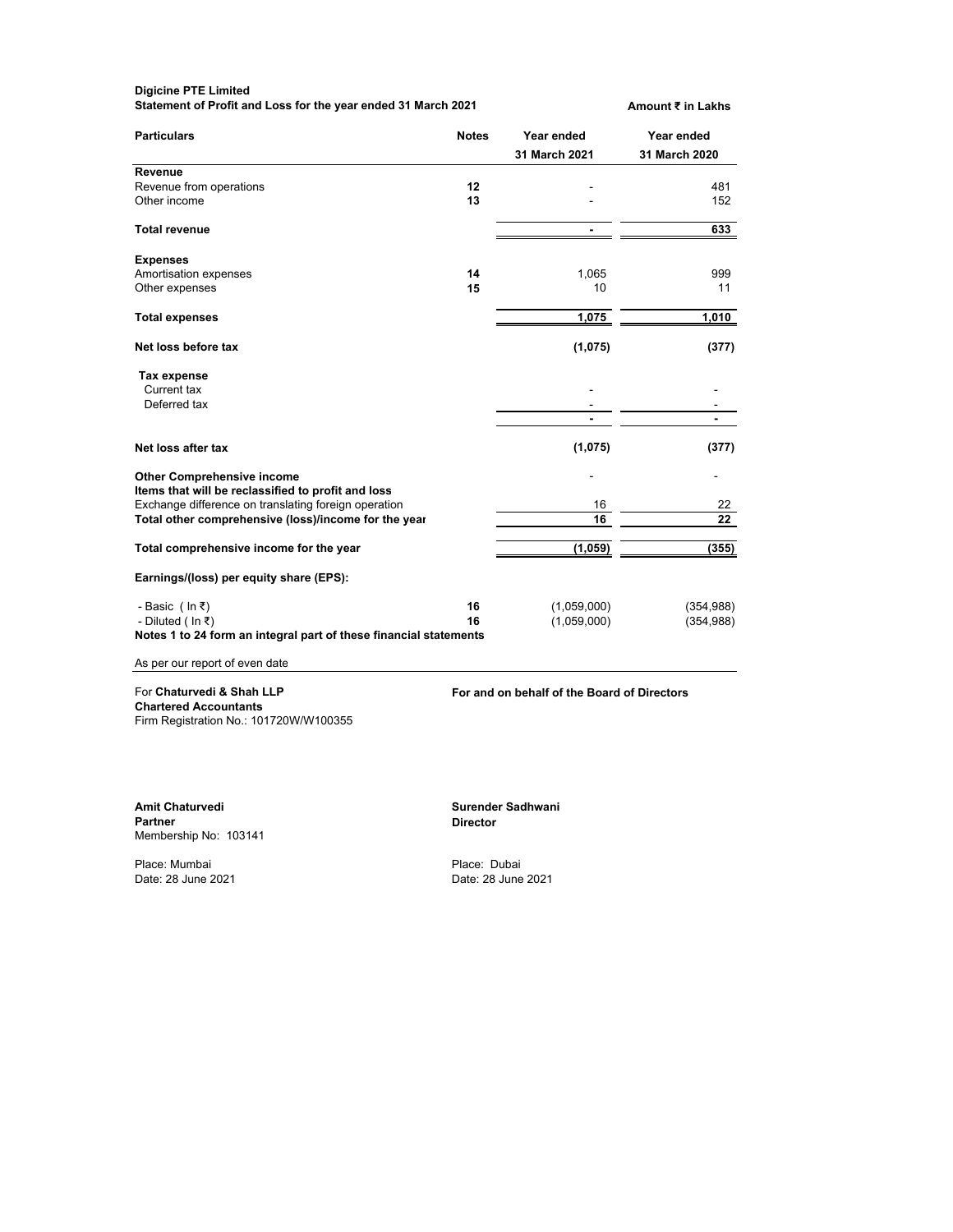**Digicine PTE Limited**

**Statement of Profit and Loss for the year ended 31 March 2021**

**Amount ₹ in Lakhs**

| Particulars | Notes | Year ended 31 March 2021 | Year ended 31 March 2020 |
|---|---|---|---|
| **Revenue** | | | |
| Revenue from operations | 12 | - | 481 |
| Other income | 13 | - | 152 |
| **Total revenue** | | **-** | **633** |
| **Expenses** | | | |
| Amortisation expenses | 14 | 1,065 | 999 |
| Other expenses | 15 | 10 | 11 |
| **Total expenses** | | **1,075** | **1,010** |
| **Net loss before tax** | | **(1,075)** | **(377)** |
| **Tax expense** | | | |
| Current tax | | - | - |
| Deferred tax | | - | - |
| | | **-** | **-** |
| **Net loss after tax** | | **(1,075)** | **(377)** |
| **Other Comprehensive income** | | - | - |
| **Items that will be reclassified to profit and loss** | | | |
| Exchange difference on translating foreign operation | | 16 | 22 |
| **Total other comprehensive (loss)/income for the year** | | **16** | **22** |
| **Total comprehensive income for the year** | | **(1,059)** | **(355)** |
| **Earnings/(loss) per equity share (EPS):** | | | |
| - Basic ( In ₹) | 16 | (1,059,000) | (354,988) |
| - Diluted ( In ₹) | 16 | (1,059,000) | (354,988) |

**Notes 1 to 24 form an integral part of these financial statements**

As per our report of even date

For **Chaturvedi & Shah LLP**
**Chartered Accountants**
Firm Registration No.: 101720W/W100355

**Amit Chaturvedi**
**Partner**
Membership No: 103141

Place: Mumbai
Date: 28 June 2021

**For and on behalf of the Board of Directors**

**Surender Sadhwani**
**Director**

Place: Dubai
Date: 28 June 2021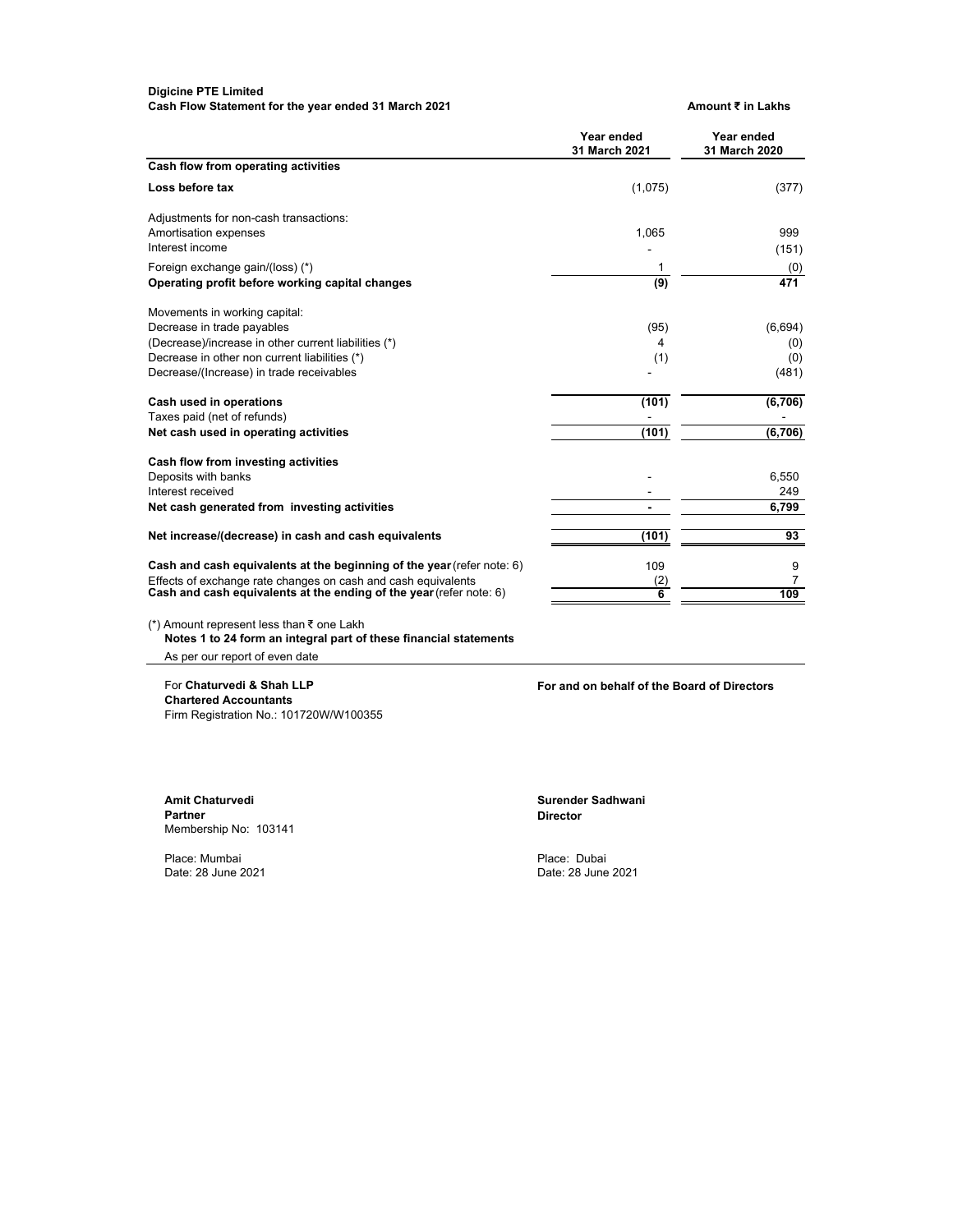**Digicine PTE Limited**
**Cash Flow Statement for the year ended 31 March 2021**

**Amount ₹ in Lakhs**

| | Year ended 31 March 2021 | Year ended 31 March 2020 |
|---|---|---|
| **Cash flow from operating activities** | | |
| **Loss before tax** | (1,075) | (377) |
| Adjustments for non-cash transactions: | | |
| Amortisation expenses | 1,065 | 999 |
| Interest income | - | (151) |
| Foreign exchange gain/(loss) (*) | 1 | (0) |
| **Operating profit before working capital changes** | **(9)** | **471** |
| Movements in working capital: | | |
| Decrease in trade payables | (95) | (6,694) |
| (Decrease)/increase in other current liabilities (*) | 4 | (0) |
| Decrease in other non current liabilities (*) | (1) | (0) |
| Decrease/(Increase) in trade receivables | - | (481) |
| **Cash used in operations** | **(101)** | **(6,706)** |
| Taxes paid (net of refunds) | - | - |
| **Net cash used in operating activities** | **(101)** | **(6,706)** |
| **Cash flow from investing activities** | | |
| Deposits with banks | - | 6,550 |
| Interest received | - | 249 |
| **Net cash generated from investing activities** | **-** | **6,799** |
| **Net increase/(decrease) in cash and cash equivalents** | **(101)** | **93** |
| **Cash and cash equivalents at the beginning of the year** (refer note: 6) | 109 | 9 |
| Effects of exchange rate changes on cash and cash equivalents | (2) | 7 |
| **Cash and cash equivalents at the ending of the year** (refer note: 6) | **6** | **109** |

(*) Amount represent less than ₹ one Lakh

**Notes 1 to 24 form an integral part of these financial statements**

As per our report of even date

For **Chaturvedi & Shah LLP**
**Chartered Accountants**
Firm Registration No.: 101720W/W100355

**For and on behalf of the Board of Directors**

**Amit Chaturvedi**
**Partner**
Membership No: 103141

Place: Mumbai
Date: 28 June 2021

**Surender Sadhwani**
**Director**

Place: Dubai
Date: 28 June 2021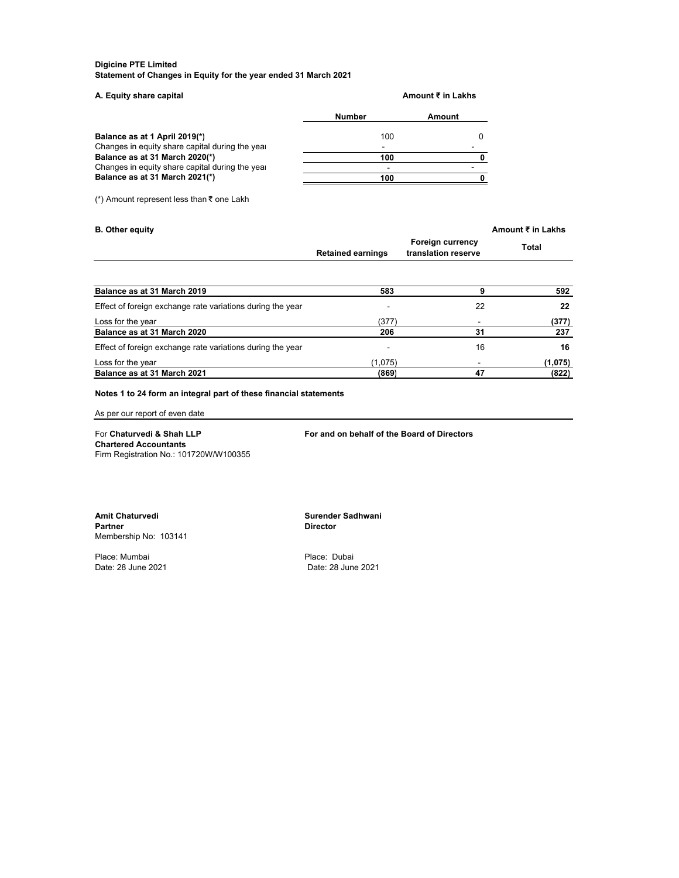**Digicine PTE Limited**
**Statement of Changes in Equity for the year ended 31 March 2021**

**A. Equity share capital**

Amount ₹ in Lakhs

| | Number | Amount |
|---|---|---|
| **Balance as at 1 April 2019(*)** | 100 | 0 |
| Changes in equity share capital during the year | - | - |
| **Balance as at 31 March 2020(*)** | **100** | **0** |
| Changes in equity share capital during the year | - | - |
| **Balance as at 31 March 2021(*)** | **100** | **0** |

(*) Amount represent less than ₹ one Lakh

**B. Other equity**

Amount ₹ in Lakhs

| | Retained earnings | Foreign currency translation reserve | Total |
|---|---|---|---|
| **Balance as at 31 March 2019** | **583** | **9** | **592** |
| Effect of foreign exchange rate variations during the year | - | 22 | **22** |
| Loss for the year | (377) | - | **(377)** |
| **Balance as at 31 March 2020** | **206** | **31** | **237** |
| Effect of foreign exchange rate variations during the year | - | 16 | **16** |
| Loss for the year | (1,075) | - | **(1,075)** |
| **Balance as at 31 March 2021** | **(869)** | **47** | **(822)** |

**Notes 1 to 24 form an integral part of these financial statements**

As per our report of even date

For **Chaturvedi & Shah LLP**
**Chartered Accountants**
Firm Registration No.: 101720W/W100355

**For and on behalf of the Board of Directors**

**Amit Chaturvedi**
**Partner**
Membership No: 103141

Place: Mumbai
Date: 28 June 2021

**Surender Sadhwani**
**Director**

Place: Dubai
Date: 28 June 2021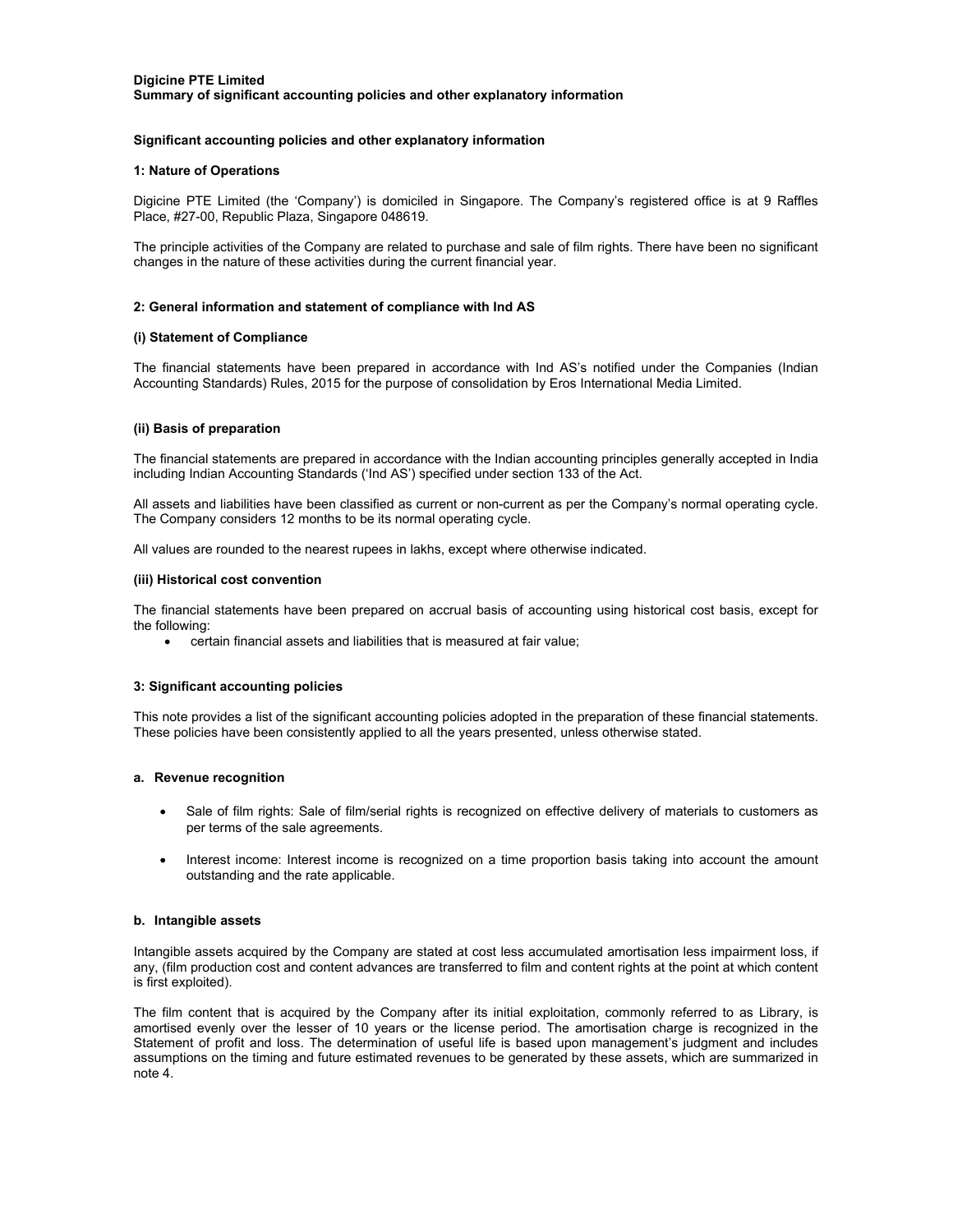**Digicine PTE Limited**
**Summary of significant accounting policies and other explanatory information**

**Significant accounting policies and other explanatory information**

**1: Nature of Operations**

Digicine PTE Limited (the 'Company') is domiciled in Singapore. The Company's registered office is at 9 Raffles Place, #27-00, Republic Plaza, Singapore 048619.

The principle activities of the Company are related to purchase and sale of film rights. There have been no significant changes in the nature of these activities during the current financial year.

**2: General information and statement of compliance with Ind AS**

**(i) Statement of Compliance**

The financial statements have been prepared in accordance with Ind AS's notified under the Companies (Indian Accounting Standards) Rules, 2015 for the purpose of consolidation by Eros International Media Limited.

**(ii) Basis of preparation**

The financial statements are prepared in accordance with the Indian accounting principles generally accepted in India including Indian Accounting Standards ('Ind AS') specified under section 133 of the Act.

All assets and liabilities have been classified as current or non-current as per the Company's normal operating cycle. The Company considers 12 months to be its normal operating cycle.

All values are rounded to the nearest rupees in lakhs, except where otherwise indicated.

**(iii) Historical cost convention**

The financial statements have been prepared on accrual basis of accounting using historical cost basis, except for the following:

- certain financial assets and liabilities that is measured at fair value;

**3: Significant accounting policies**

This note provides a list of the significant accounting policies adopted in the preparation of these financial statements. These policies have been consistently applied to all the years presented, unless otherwise stated.

**a. Revenue recognition**

- Sale of film rights: Sale of film/serial rights is recognized on effective delivery of materials to customers as per terms of the sale agreements.
- Interest income: Interest income is recognized on a time proportion basis taking into account the amount outstanding and the rate applicable.

**b. Intangible assets**

Intangible assets acquired by the Company are stated at cost less accumulated amortisation less impairment loss, if any, (film production cost and content advances are transferred to film and content rights at the point at which content is first exploited).

The film content that is acquired by the Company after its initial exploitation, commonly referred to as Library, is amortised evenly over the lesser of 10 years or the license period. The amortisation charge is recognized in the Statement of profit and loss. The determination of useful life is based upon management's judgment and includes assumptions on the timing and future estimated revenues to be generated by these assets, which are summarized in note 4.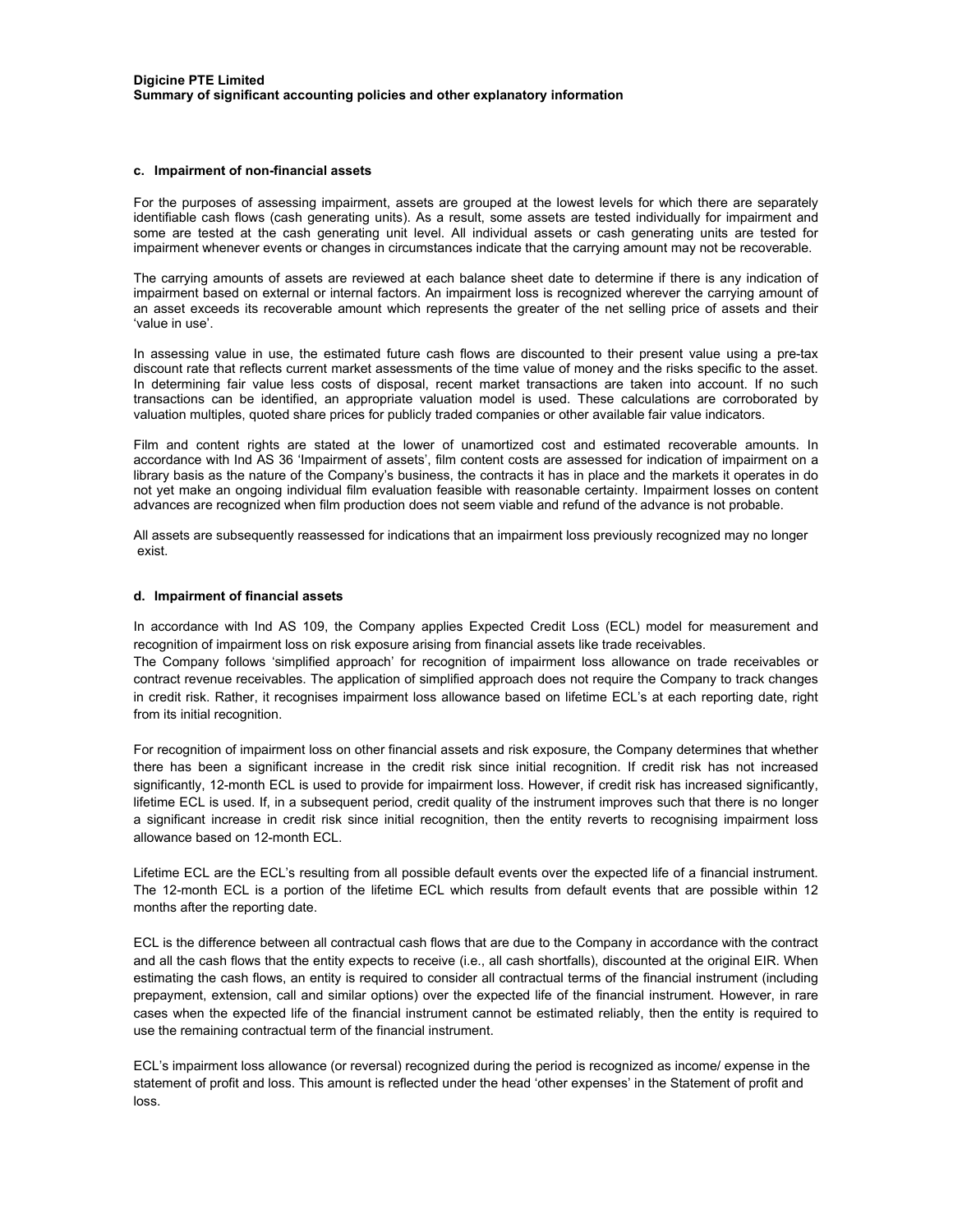**c. Impairment of non-financial assets**

For the purposes of assessing impairment, assets are grouped at the lowest levels for which there are separately identifiable cash flows (cash generating units). As a result, some assets are tested individually for impairment and some are tested at the cash generating unit level. All individual assets or cash generating units are tested for impairment whenever events or changes in circumstances indicate that the carrying amount may not be recoverable.

The carrying amounts of assets are reviewed at each balance sheet date to determine if there is any indication of impairment based on external or internal factors. An impairment loss is recognized wherever the carrying amount of an asset exceeds its recoverable amount which represents the greater of the net selling price of assets and their 'value in use'.

In assessing value in use, the estimated future cash flows are discounted to their present value using a pre-tax discount rate that reflects current market assessments of the time value of money and the risks specific to the asset. In determining fair value less costs of disposal, recent market transactions are taken into account. If no such transactions can be identified, an appropriate valuation model is used. These calculations are corroborated by valuation multiples, quoted share prices for publicly traded companies or other available fair value indicators.

Film and content rights are stated at the lower of unamortized cost and estimated recoverable amounts. In accordance with Ind AS 36 'Impairment of assets', film content costs are assessed for indication of impairment on a library basis as the nature of the Company's business, the contracts it has in place and the markets it operates in do not yet make an ongoing individual film evaluation feasible with reasonable certainty. Impairment losses on content advances are recognized when film production does not seem viable and refund of the advance is not probable.

All assets are subsequently reassessed for indications that an impairment loss previously recognized may no longer exist.

**d. Impairment of financial assets**

In accordance with Ind AS 109, the Company applies Expected Credit Loss (ECL) model for measurement and recognition of impairment loss on risk exposure arising from financial assets like trade receivables.

The Company follows 'simplified approach' for recognition of impairment loss allowance on trade receivables or contract revenue receivables. The application of simplified approach does not require the Company to track changes in credit risk. Rather, it recognises impairment loss allowance based on lifetime ECL's at each reporting date, right from its initial recognition.

For recognition of impairment loss on other financial assets and risk exposure, the Company determines that whether there has been a significant increase in the credit risk since initial recognition. If credit risk has not increased significantly, 12-month ECL is used to provide for impairment loss. However, if credit risk has increased significantly, lifetime ECL is used. If, in a subsequent period, credit quality of the instrument improves such that there is no longer a significant increase in credit risk since initial recognition, then the entity reverts to recognising impairment loss allowance based on 12-month ECL.

Lifetime ECL are the ECL's resulting from all possible default events over the expected life of a financial instrument. The 12-month ECL is a portion of the lifetime ECL which results from default events that are possible within 12 months after the reporting date.

ECL is the difference between all contractual cash flows that are due to the Company in accordance with the contract and all the cash flows that the entity expects to receive (i.e., all cash shortfalls), discounted at the original EIR. When estimating the cash flows, an entity is required to consider all contractual terms of the financial instrument (including prepayment, extension, call and similar options) over the expected life of the financial instrument. However, in rare cases when the expected life of the financial instrument cannot be estimated reliably, then the entity is required to use the remaining contractual term of the financial instrument.

ECL's impairment loss allowance (or reversal) recognized during the period is recognized as income/ expense in the statement of profit and loss. This amount is reflected under the head 'other expenses' in the Statement of profit and loss.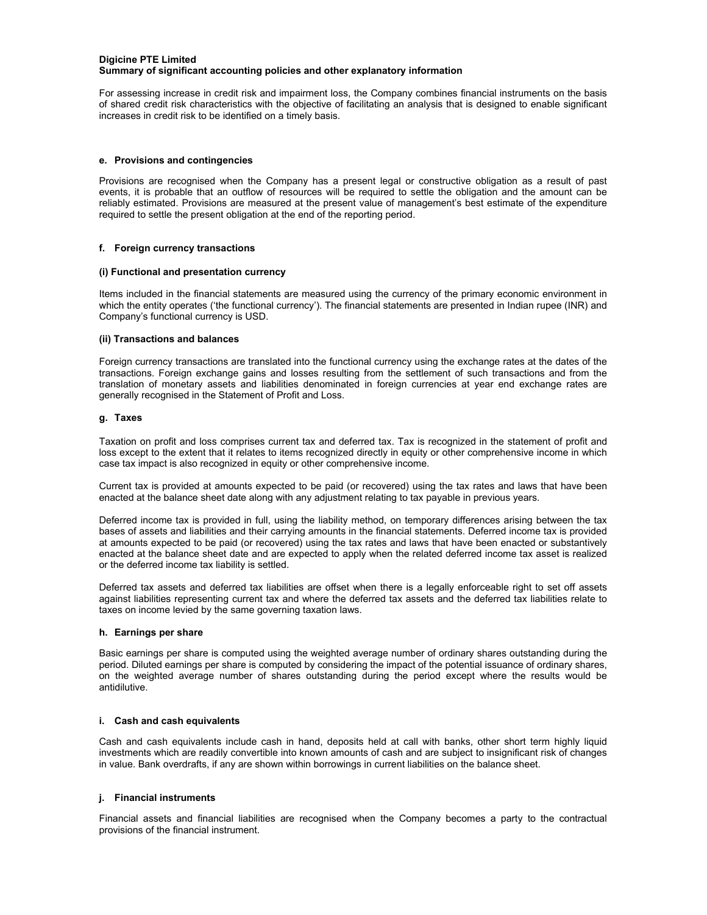**Digicine PTE Limited**
**Summary of significant accounting policies and other explanatory information**

For assessing increase in credit risk and impairment loss, the Company combines financial instruments on the basis of shared credit risk characteristics with the objective of facilitating an analysis that is designed to enable significant increases in credit risk to be identified on a timely basis.

#### e. Provisions and contingencies

Provisions are recognised when the Company has a present legal or constructive obligation as a result of past events, it is probable that an outflow of resources will be required to settle the obligation and the amount can be reliably estimated. Provisions are measured at the present value of management's best estimate of the expenditure required to settle the present obligation at the end of the reporting period.

#### f. Foreign currency transactions

**(i) Functional and presentation currency**

Items included in the financial statements are measured using the currency of the primary economic environment in which the entity operates ('the functional currency'). The financial statements are presented in Indian rupee (INR) and Company's functional currency is USD.

**(ii) Transactions and balances**

Foreign currency transactions are translated into the functional currency using the exchange rates at the dates of the transactions. Foreign exchange gains and losses resulting from the settlement of such transactions and from the translation of monetary assets and liabilities denominated in foreign currencies at year end exchange rates are generally recognised in the Statement of Profit and Loss.

#### g. Taxes

Taxation on profit and loss comprises current tax and deferred tax. Tax is recognized in the statement of profit and loss except to the extent that it relates to items recognized directly in equity or other comprehensive income in which case tax impact is also recognized in equity or other comprehensive income.

Current tax is provided at amounts expected to be paid (or recovered) using the tax rates and laws that have been enacted at the balance sheet date along with any adjustment relating to tax payable in previous years.

Deferred income tax is provided in full, using the liability method, on temporary differences arising between the tax bases of assets and liabilities and their carrying amounts in the financial statements. Deferred income tax is provided at amounts expected to be paid (or recovered) using the tax rates and laws that have been enacted or substantively enacted at the balance sheet date and are expected to apply when the related deferred income tax asset is realized or the deferred income tax liability is settled.

Deferred tax assets and deferred tax liabilities are offset when there is a legally enforceable right to set off assets against liabilities representing current tax and where the deferred tax assets and the deferred tax liabilities relate to taxes on income levied by the same governing taxation laws.

#### h. Earnings per share

Basic earnings per share is computed using the weighted average number of ordinary shares outstanding during the period. Diluted earnings per share is computed by considering the impact of the potential issuance of ordinary shares, on the weighted average number of shares outstanding during the period except where the results would be antidilutive.

#### i. Cash and cash equivalents

Cash and cash equivalents include cash in hand, deposits held at call with banks, other short term highly liquid investments which are readily convertible into known amounts of cash and are subject to insignificant risk of changes in value. Bank overdrafts, if any are shown within borrowings in current liabilities on the balance sheet.

#### j. Financial instruments

Financial assets and financial liabilities are recognised when the Company becomes a party to the contractual provisions of the financial instrument.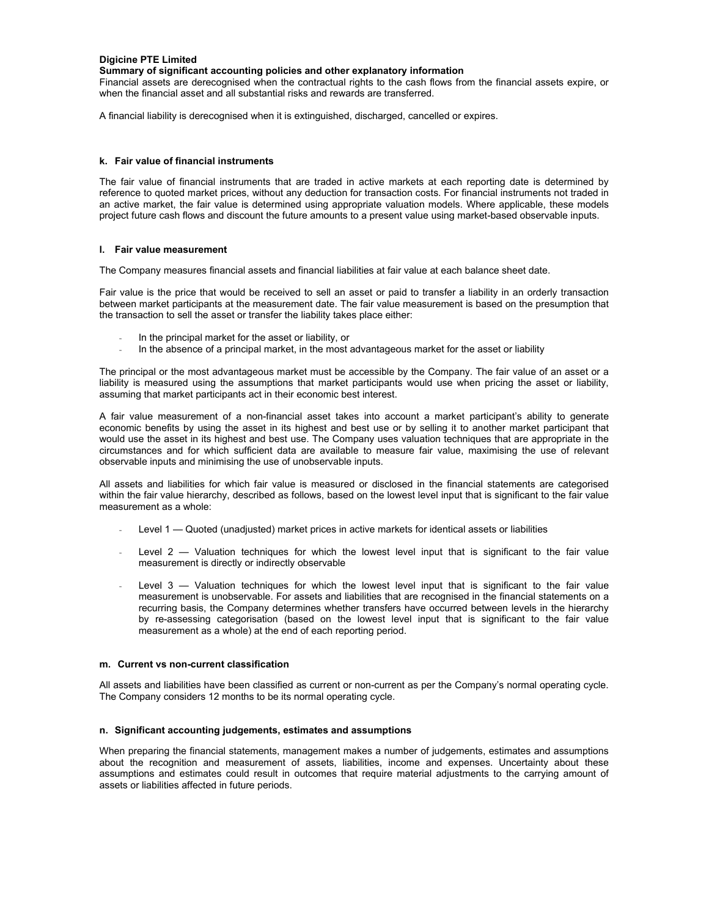Financial assets are derecognised when the contractual rights to the cash flows from the financial assets expire, or when the financial asset and all substantial risks and rewards are transferred.

A financial liability is derecognised when it is extinguished, discharged, cancelled or expires.

### k. Fair value of financial instruments

The fair value of financial instruments that are traded in active markets at each reporting date is determined by reference to quoted market prices, without any deduction for transaction costs. For financial instruments not traded in an active market, the fair value is determined using appropriate valuation models. Where applicable, these models project future cash flows and discount the future amounts to a present value using market-based observable inputs.

### l. Fair value measurement

The Company measures financial assets and financial liabilities at fair value at each balance sheet date.

Fair value is the price that would be received to sell an asset or paid to transfer a liability in an orderly transaction between market participants at the measurement date. The fair value measurement is based on the presumption that the transaction to sell the asset or transfer the liability takes place either:

- In the principal market for the asset or liability, or
- In the absence of a principal market, in the most advantageous market for the asset or liability

The principal or the most advantageous market must be accessible by the Company. The fair value of an asset or a liability is measured using the assumptions that market participants would use when pricing the asset or liability, assuming that market participants act in their economic best interest.

A fair value measurement of a non-financial asset takes into account a market participant's ability to generate economic benefits by using the asset in its highest and best use or by selling it to another market participant that would use the asset in its highest and best use. The Company uses valuation techniques that are appropriate in the circumstances and for which sufficient data are available to measure fair value, maximising the use of relevant observable inputs and minimising the use of unobservable inputs.

All assets and liabilities for which fair value is measured or disclosed in the financial statements are categorised within the fair value hierarchy, described as follows, based on the lowest level input that is significant to the fair value measurement as a whole:

- Level 1 — Quoted (unadjusted) market prices in active markets for identical assets or liabilities
- Level 2 — Valuation techniques for which the lowest level input that is significant to the fair value measurement is directly or indirectly observable
- Level 3 — Valuation techniques for which the lowest level input that is significant to the fair value measurement is unobservable. For assets and liabilities that are recognised in the financial statements on a recurring basis, the Company determines whether transfers have occurred between levels in the hierarchy by re-assessing categorisation (based on the lowest level input that is significant to the fair value measurement as a whole) at the end of each reporting period.

### m. Current vs non-current classification

All assets and liabilities have been classified as current or non-current as per the Company's normal operating cycle. The Company considers 12 months to be its normal operating cycle.

### n. Significant accounting judgements, estimates and assumptions

When preparing the financial statements, management makes a number of judgements, estimates and assumptions about the recognition and measurement of assets, liabilities, income and expenses. Uncertainty about these assumptions and estimates could result in outcomes that require material adjustments to the carrying amount of assets or liabilities affected in future periods.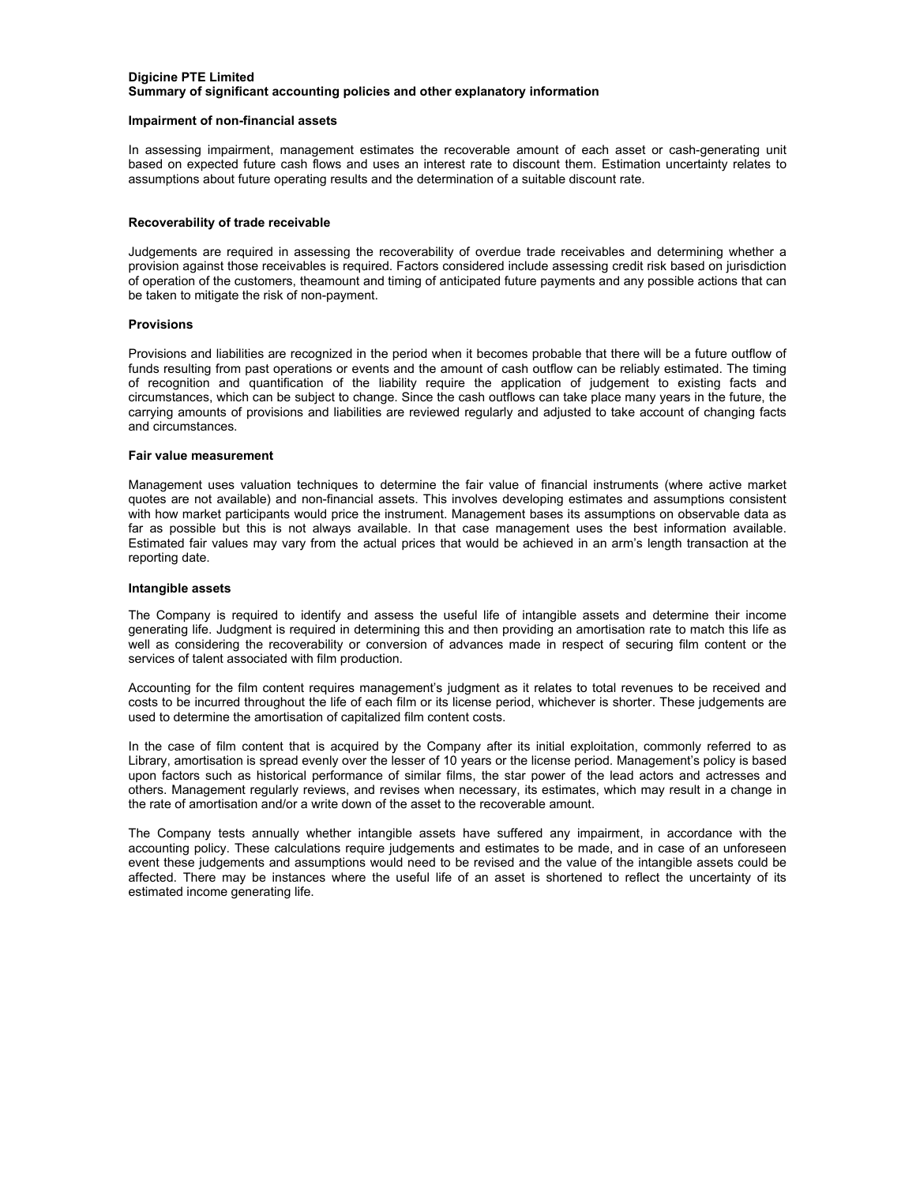**Digicine PTE Limited**
**Summary of significant accounting policies and other explanatory information**

**Impairment of non-financial assets**

In assessing impairment, management estimates the recoverable amount of each asset or cash-generating unit based on expected future cash flows and uses an interest rate to discount them. Estimation uncertainty relates to assumptions about future operating results and the determination of a suitable discount rate.

**Recoverability of trade receivable**

Judgements are required in assessing the recoverability of overdue trade receivables and determining whether a provision against those receivables is required. Factors considered include assessing credit risk based on jurisdiction of operation of the customers, theamount and timing of anticipated future payments and any possible actions that can be taken to mitigate the risk of non-payment.

**Provisions**

Provisions and liabilities are recognized in the period when it becomes probable that there will be a future outflow of funds resulting from past operations or events and the amount of cash outflow can be reliably estimated. The timing of recognition and quantification of the liability require the application of judgement to existing facts and circumstances, which can be subject to change. Since the cash outflows can take place many years in the future, the carrying amounts of provisions and liabilities are reviewed regularly and adjusted to take account of changing facts and circumstances.

**Fair value measurement**

Management uses valuation techniques to determine the fair value of financial instruments (where active market quotes are not available) and non-financial assets. This involves developing estimates and assumptions consistent with how market participants would price the instrument. Management bases its assumptions on observable data as far as possible but this is not always available. In that case management uses the best information available. Estimated fair values may vary from the actual prices that would be achieved in an arm's length transaction at the reporting date.

**Intangible assets**

The Company is required to identify and assess the useful life of intangible assets and determine their income generating life. Judgment is required in determining this and then providing an amortisation rate to match this life as well as considering the recoverability or conversion of advances made in respect of securing film content or the services of talent associated with film production.

Accounting for the film content requires management's judgment as it relates to total revenues to be received and costs to be incurred throughout the life of each film or its license period, whichever is shorter. These judgements are used to determine the amortisation of capitalized film content costs.

In the case of film content that is acquired by the Company after its initial exploitation, commonly referred to as Library, amortisation is spread evenly over the lesser of 10 years or the license period. Management's policy is based upon factors such as historical performance of similar films, the star power of the lead actors and actresses and others. Management regularly reviews, and revises when necessary, its estimates, which may result in a change in the rate of amortisation and/or a write down of the asset to the recoverable amount.

The Company tests annually whether intangible assets have suffered any impairment, in accordance with the accounting policy. These calculations require judgements and estimates to be made, and in case of an unforeseen event these judgements and assumptions would need to be revised and the value of the intangible assets could be affected. There may be instances where the useful life of an asset is shortened to reflect the uncertainty of its estimated income generating life.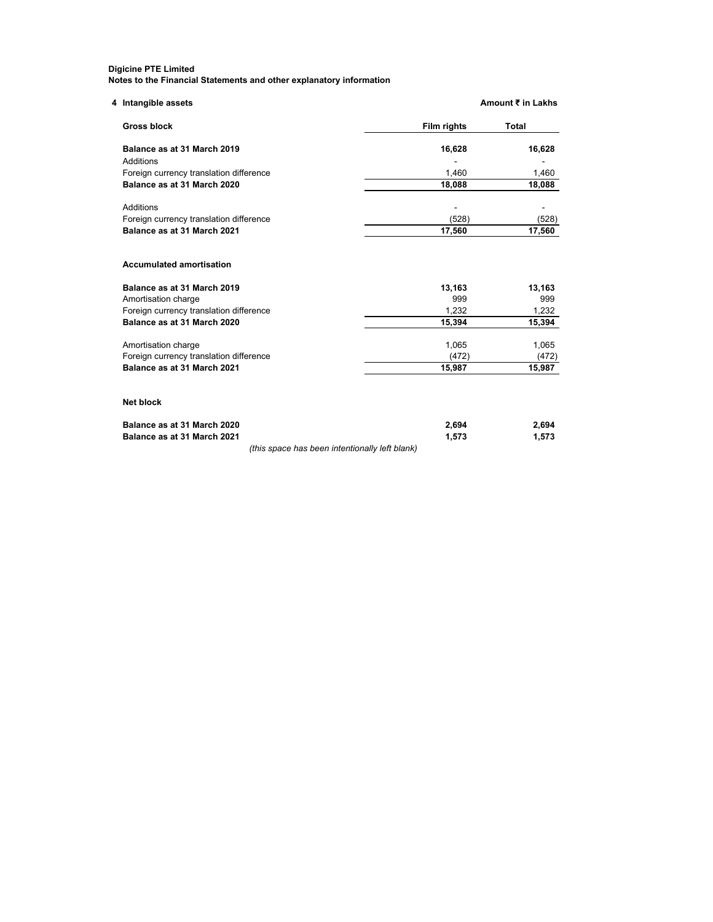**Digicine PTE Limited**
**Notes to the Financial Statements and other explanatory information**

## 4 Intangible assets

**Amount ₹ in Lakhs**

| **Gross block** | **Film rights** | **Total** |
|---|---|---|
| **Balance as at 31 March 2019** | **16,628** | **16,628** |
| Additions | - | - |
| Foreign currency translation difference | 1,460 | 1,460 |
| **Balance as at 31 March 2020** | **18,088** | **18,088** |
| Additions | - | - |
| Foreign currency translation difference | (528) | (528) |
| **Balance as at 31 March 2021** | **17,560** | **17,560** |
| | | |
| **Accumulated amortisation** | | |
| **Balance as at 31 March 2019** | **13,163** | **13,163** |
| Amortisation charge | 999 | 999 |
| Foreign currency translation difference | 1,232 | 1,232 |
| **Balance as at 31 March 2020** | **15,394** | **15,394** |
| Amortisation charge | 1,065 | 1,065 |
| Foreign currency translation difference | (472) | (472) |
| **Balance as at 31 March 2021** | **15,987** | **15,987** |
| | | |
| **Net block** | | |
| **Balance as at 31 March 2020** | **2,694** | **2,694** |
| **Balance as at 31 March 2021** | **1,573** | **1,573** |

*(this space has been intentionally left blank)*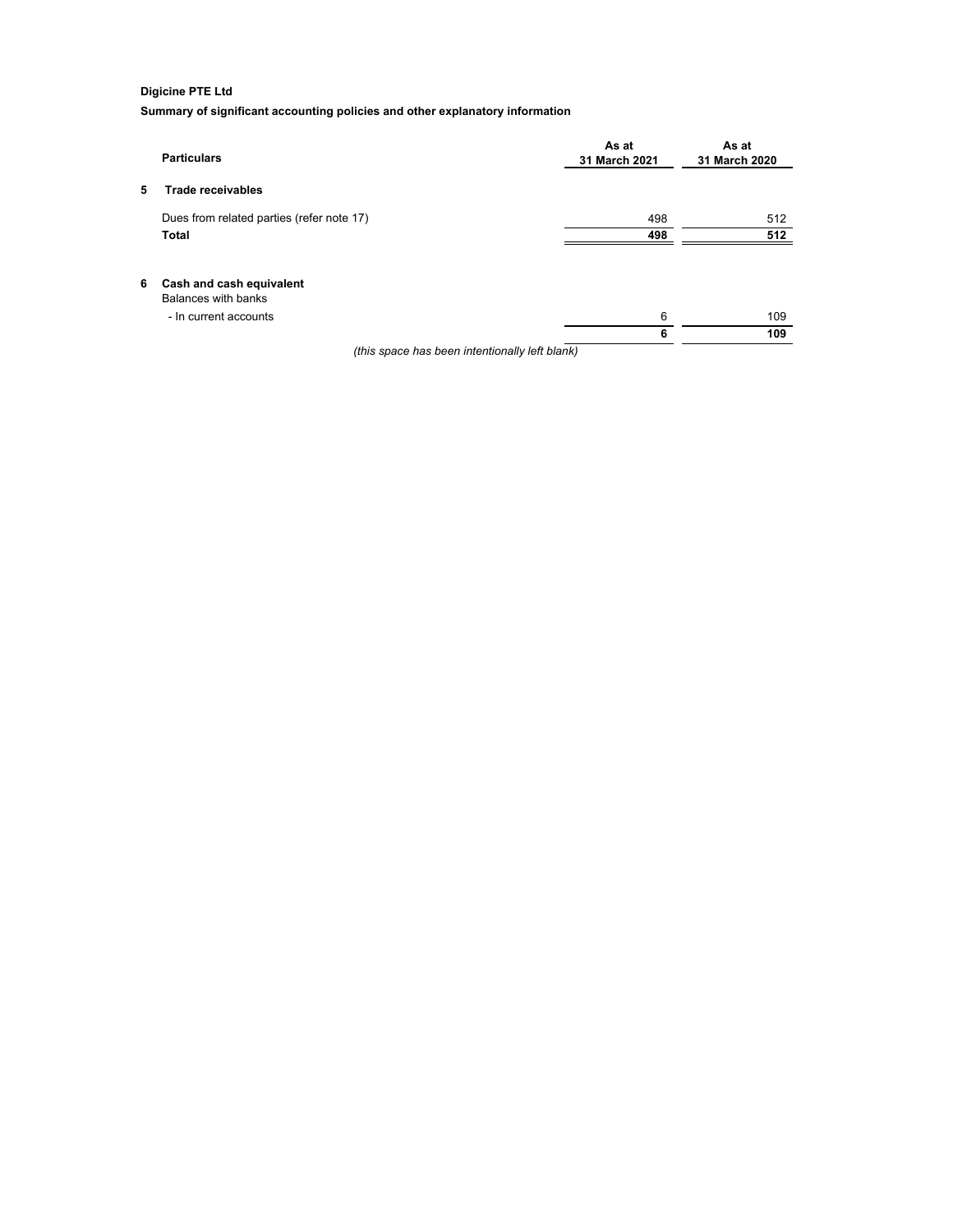**Digicine PTE Ltd**

**Summary of significant accounting policies and other explanatory information**

| | Particulars | As at 31 March 2021 | As at 31 March 2020 |
|---|---|---|---|
| **5** | **Trade receivables** | | |
| | Dues from related parties (refer note 17) | 498 | 512 |
| | **Total** | **498** | **512** |
| | | | |
| **6** | **Cash and cash equivalent** | | |
| | Balances with banks | | |
| | - In current accounts | 6 | 109 |
| | | **6** | **109** |

*(this space has been intentionally left blank)*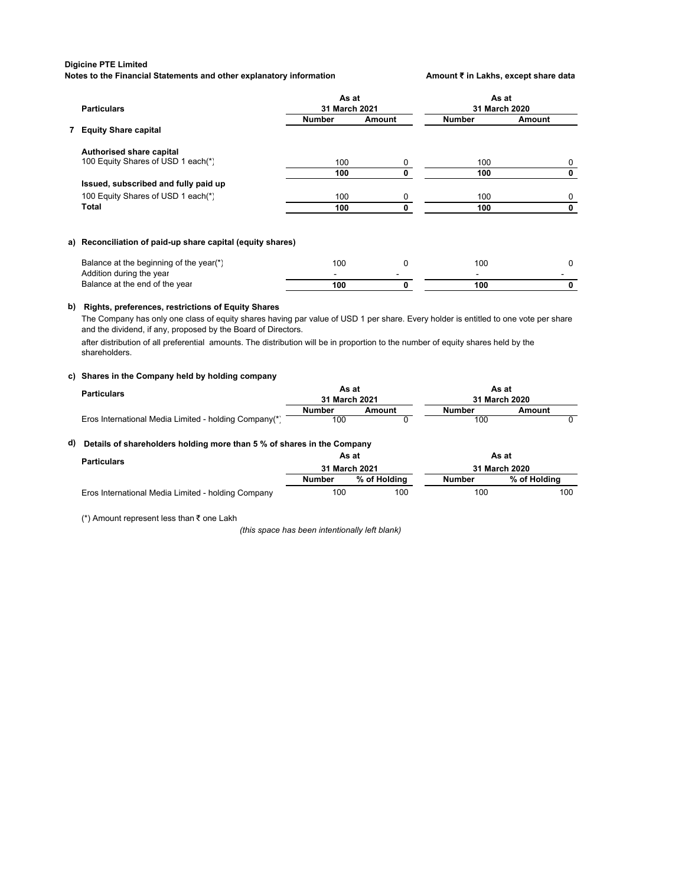**Digicine PTE Limited**
**Notes to the Financial Statements and other explanatory information**

**Amount ₹ in Lakhs, except share data**

| Particulars | As at 31 March 2021 | | As at 31 March 2020 | |
|---|---|---|---|---|
| | **Number** | **Amount** | **Number** | **Amount** |
| **7 Equity Share capital** | | | | |
| **Authorised share capital** | | | | |
| 100 Equity Shares of USD 1 each(*) | 100 | 0 | 100 | 0 |
| | **100** | **0** | **100** | **0** |
| **Issued, subscribed and fully paid up** | | | | |
| 100 Equity Shares of USD 1 each(*) | 100 | 0 | 100 | 0 |
| **Total** | **100** | **0** | **100** | **0** |

**a) Reconciliation of paid-up share capital (equity shares)**

| Particulars | Number | Amount | Number | Amount |
|---|---|---|---|---|
| Balance at the beginning of the year(*) | 100 | 0 | 100 | 0 |
| Addition during the year | - | - | - | - |
| Balance at the end of the year | **100** | **0** | **100** | **0** |

**b) Rights, preferences, restrictions of Equity Shares**

The Company has only one class of equity shares having par value of USD 1 per share. Every holder is entitled to one vote per share and the dividend, if any, proposed by the Board of Directors.

after distribution of all preferential amounts. The distribution will be in proportion to the number of equity shares held by the shareholders.

**c) Shares in the Company held by holding company**

| Particulars | As at 31 March 2021 | | As at 31 March 2020 | |
|---|---|---|---|---|
| | **Number** | **Amount** | **Number** | **Amount** |
| Eros International Media Limited - holding Company(*) | 100 | 0 | 100 | 0 |

**d) Details of shareholders holding more than 5 % of shares in the Company**

| Particulars | As at 31 March 2021 | | As at 31 March 2020 | |
|---|---|---|---|---|
| | **Number** | **% of Holding** | **Number** | **% of Holding** |
| Eros International Media Limited - holding Company | 100 | 100 | 100 | 100 |

(*) Amount represent less than ₹ one Lakh

*(this space has been intentionally left blank)*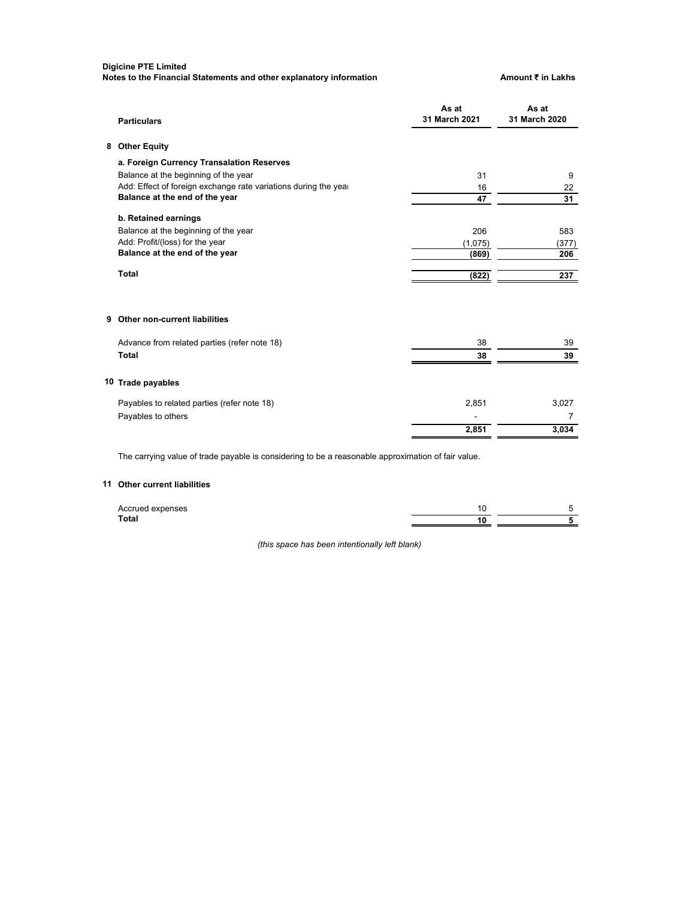**Digicine PTE Limited**
**Notes to the Financial Statements and other explanatory information** **Amount ₹ in Lakhs**

| | Particulars | As at 31 March 2021 | As at 31 March 2020 |
|---|---|---|---|
| **8** | **Other Equity** | | |
| | **a. Foreign Currency Transalation Reserves** | | |
| | Balance at the beginning of the year | 31 | 9 |
| | Add: Effect of foreign exchange rate variations during the year | 16 | 22 |
| | **Balance at the end of the year** | **47** | **31** |
| | **b. Retained earnings** | | |
| | Balance at the beginning of the year | 206 | 583 |
| | Add: Profit/(loss) for the year | (1,075) | (377) |
| | **Balance at the end of the year** | **(869)** | **206** |
| | **Total** | **(822)** | **237** |
| **9** | **Other non-current liabilities** | | |
| | Advance from related parties (refer note 18) | 38 | 39 |
| | **Total** | **38** | **39** |
| **10** | **Trade payables** | | |
| | Payables to related parties (refer note 18) | 2,851 | 3,027 |
| | Payables to others | - | 7 |
| | | **2,851** | **3,034** |

The carrying value of trade payable is considering to be a reasonable approximation of fair value.

| | Particulars | As at 31 March 2021 | As at 31 March 2020 |
|---|---|---|---|
| **11** | **Other current liabilities** | | |
| | Accrued expenses | 10 | 5 |
| | **Total** | **10** | **5** |

*(this space has been intentionally left blank)*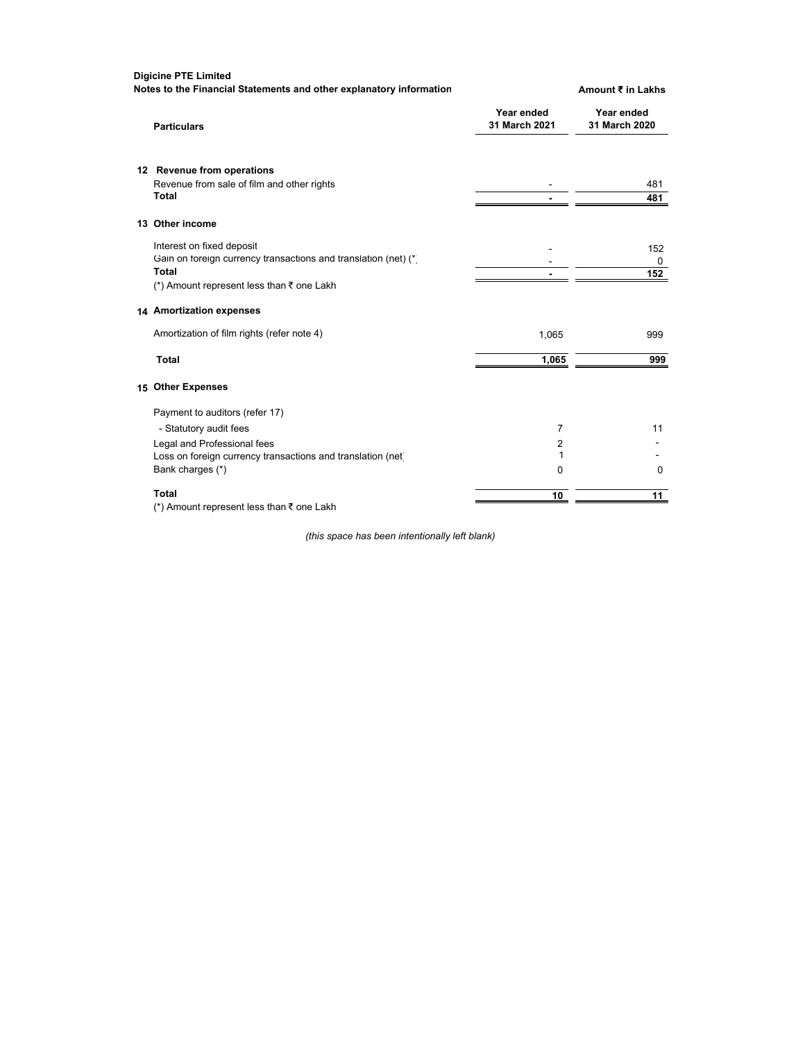**Digicine PTE Limited**
**Notes to the Financial Statements and other explanatory information**

**Amount ₹ in Lakhs**

| Particulars | Year ended 31 March 2021 | Year ended 31 March 2020 |
|---|---|---|
| **12 Revenue from operations** | | |
| Revenue from sale of film and other rights | - | 481 |
| **Total** | **-** | **481** |
| **13 Other income** | | |
| Interest on fixed deposit | - | 152 |
| Gain on foreign currency transactions and translation (net) (*) | - | 0 |
| **Total** | **-** | **152** |
| (*) Amount represent less than ₹ one Lakh | | |
| **14 Amortization expenses** | | |
| Amortization of film rights (refer note 4) | 1,065 | 999 |
| **Total** | **1,065** | **999** |
| **15 Other Expenses** | | |
| Payment to auditors (refer 17) | | |
| - Statutory audit fees | 7 | 11 |
| Legal and Professional fees | 2 | - |
| Loss on foreign currency transactions and translation (net) | 1 | - |
| Bank charges (*) | 0 | 0 |
| **Total** | **10** | **11** |
| (*) Amount represent less than ₹ one Lakh | | |

*(this space has been intentionally left blank)*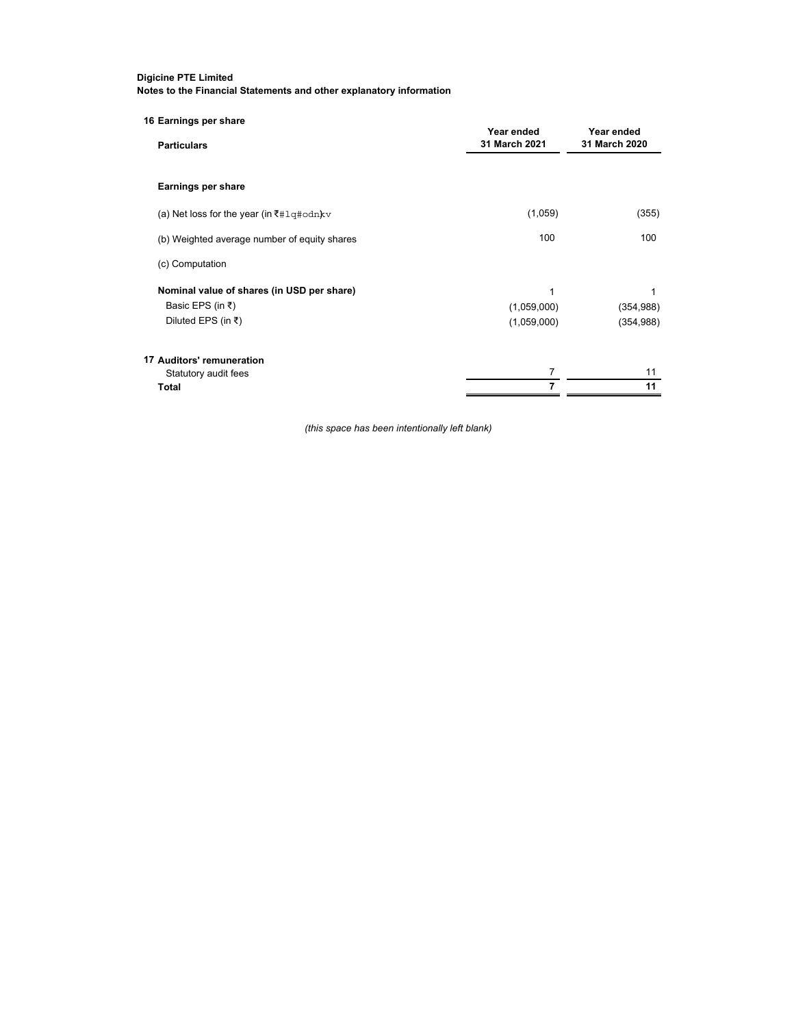**Digicine PTE Limited**
**Notes to the Financial Statements and other explanatory information**

| **16 Earnings per share** | | |
|---|---|---|
| **Particulars** | **Year ended 31 March 2021** | **Year ended 31 March 2020** |
| | | |
| **Earnings per share** | | |
| (a) Net loss for the year (in ₹#1q#odn)kv | (1,059) | (355) |
| (b) Weighted average number of equity shares | 100 | 100 |
| (c) Computation | | |
| **Nominal value of shares (in USD per share)** | 1 | 1 |
| Basic EPS (in ₹) | (1,059,000) | (354,988) |
| Diluted EPS (in ₹) | (1,059,000) | (354,988) |
| | | |
| **17 Auditors' remuneration** | | |
| Statutory audit fees | 7 | 11 |
| **Total** | **7** | **11** |

*(this space has been intentionally left blank)*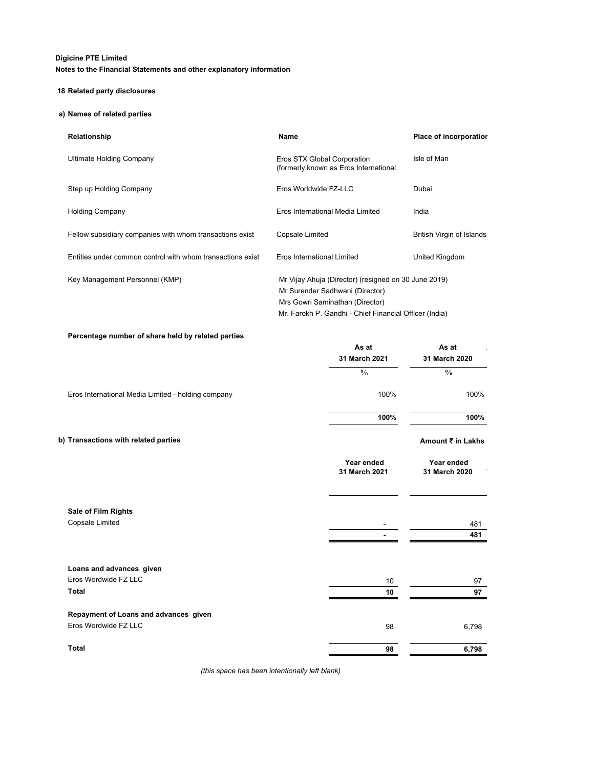**Digicine PTE Limited**

**Notes to the Financial Statements and other explanatory information**

## 18 Related party disclosures

### a) Names of related parties

| Relationship | Name | Place of incorporation |
|---|---|---|
| Ultimate Holding Company | Eros STX Global Corporation (formerly known as Eros International | Isle of Man |
| Step up Holding Company | Eros Worldwide FZ-LLC | Dubai |
| Holding Company | Eros International Media Limited | India |
| Fellow subsidiary companies with whom transactions exist | Copsale Limited | British Virgin of Islands |
| Entities under common control with whom transactions exist | Eros International Limited | United Kingdom |
| Key Management Personnel (KMP) | Mr Vijay Ahuja (Director) (resigned on 30 June 2019)<br>Mr Surender Sadhwani (Director)<br>Mrs Gowri Saminathan (Director)<br>Mr. Farokh P. Gandhi - Chief Financial Officer (India) | |

**Percentage number of share held by related parties**

| | As at 31 March 2021 | As at 31 March 2020 |
|---|---|---|
| | % | % |
| Eros International Media Limited - holding company | 100% | 100% |
| | **100%** | **100%** |

### b) Transactions with related parties

**Amount ₹ in Lakhs**

| | Year ended 31 March 2021 | Year ended 31 March 2020 |
|---|---|---|
| **Sale of Film Rights** | | |
| Copsale Limited | - | 481 |
| | **-** | **481** |
| **Loans and advances given** | | |
| Eros Wordwide FZ LLC | 10 | 97 |
| **Total** | **10** | **97** |
| **Repayment of Loans and advances given** | | |
| Eros Wordwide FZ LLC | 98 | 6,798 |
| **Total** | **98** | **6,798** |

*(this space has been intentionally left blank)*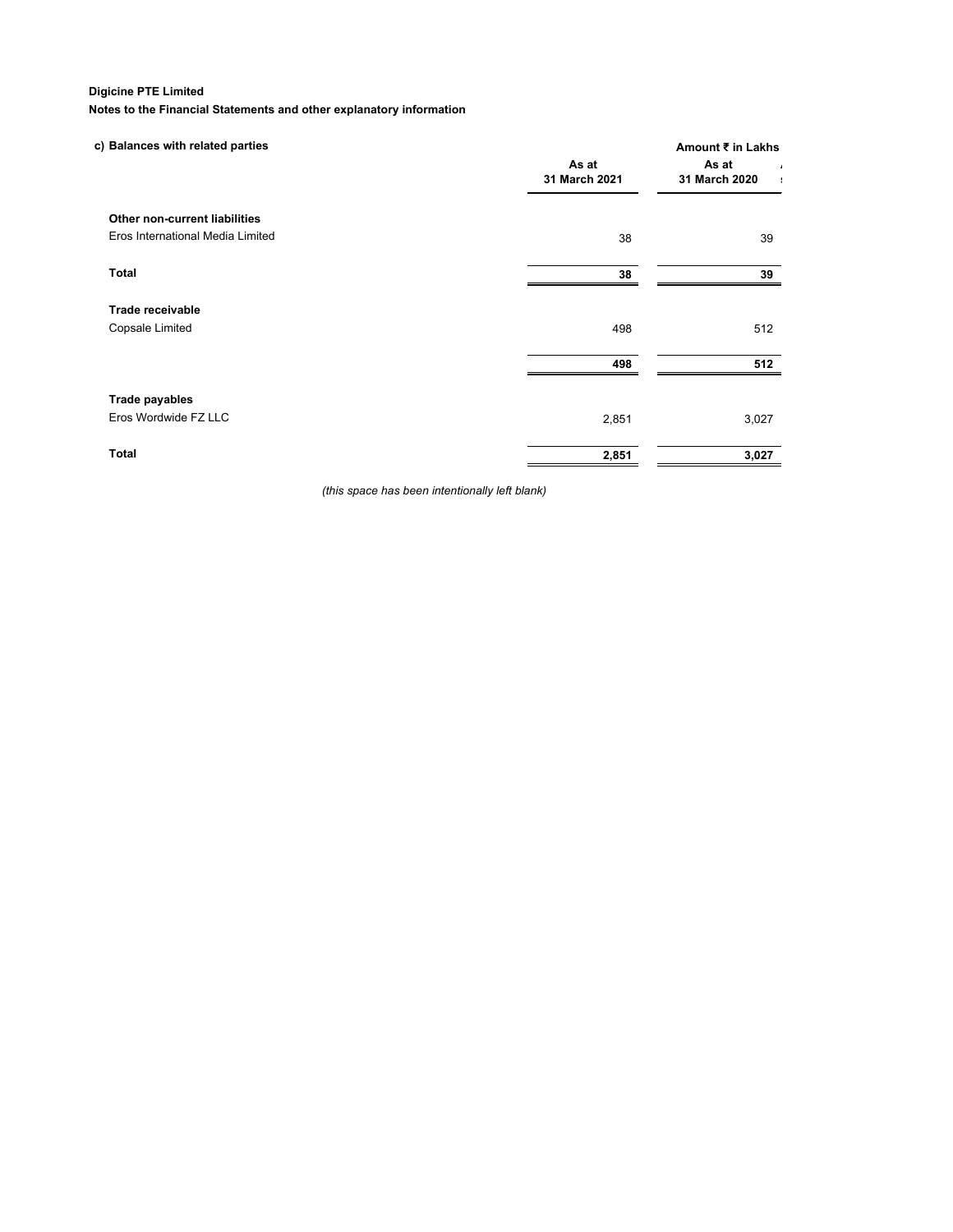**Digicine PTE Limited**

**Notes to the Financial Statements and other explanatory information**

**c) Balances with related parties**

Amount ₹ in Lakhs

| | As at 31 March 2021 | As at 31 March 2020 |
|---|---|---|
| **Other non-current liabilities** | | |
| Eros International Media Limited | 38 | 39 |
| **Total** | **38** | **39** |
| **Trade receivable** | | |
| Copsale Limited | 498 | 512 |
| | **498** | **512** |
| **Trade payables** | | |
| Eros Wordwide FZ LLC | 2,851 | 3,027 |
| **Total** | **2,851** | **3,027** |

*(this space has been intentionally left blank)*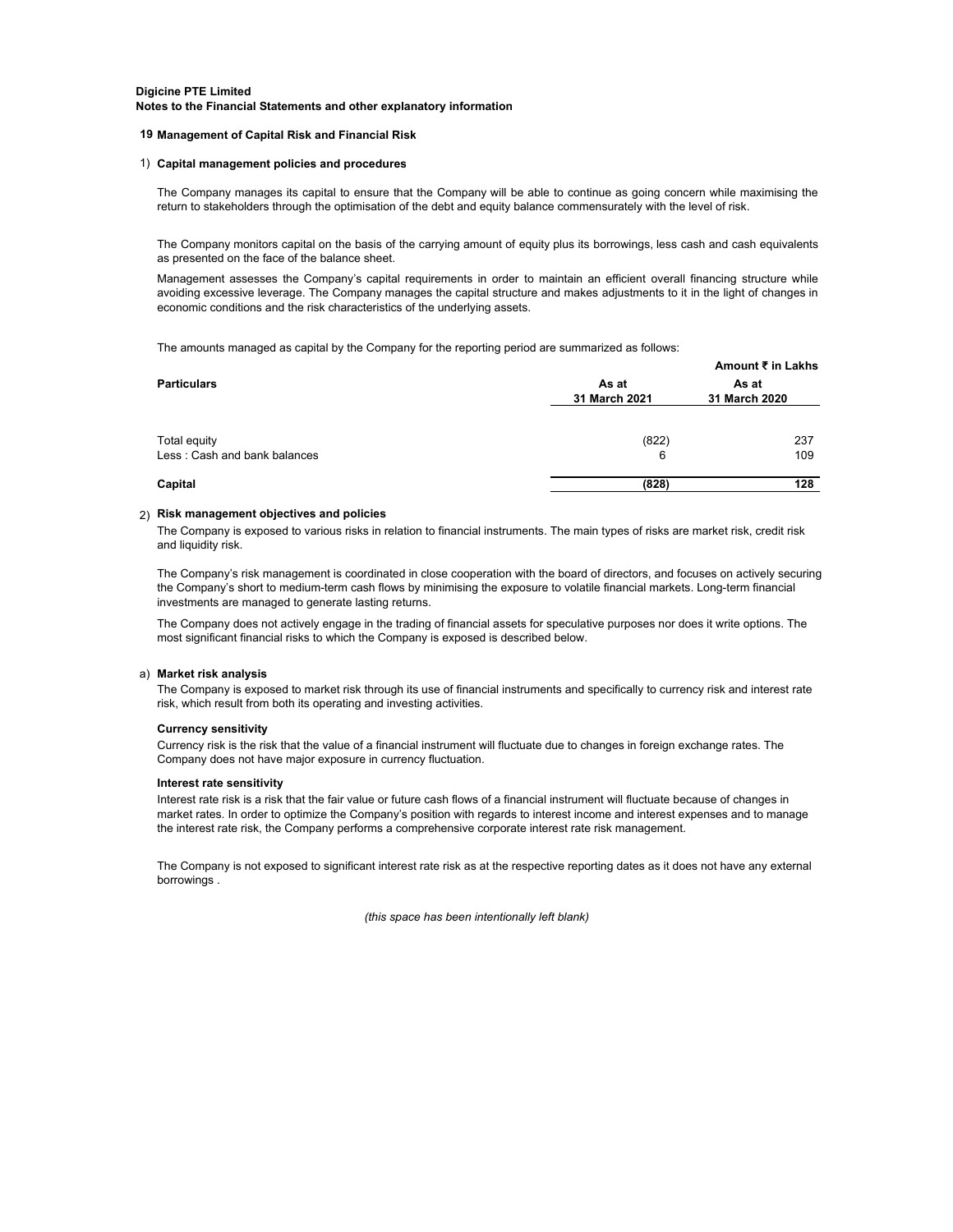**Digicine PTE Limited**
**Notes to the Financial Statements and other explanatory information**

## 19 Management of Capital Risk and Financial Risk

### 1) Capital management policies and procedures

The Company manages its capital to ensure that the Company will be able to continue as going concern while maximising the return to stakeholders through the optimisation of the debt and equity balance commensurately with the level of risk.

The Company monitors capital on the basis of the carrying amount of equity plus its borrowings, less cash and cash equivalents as presented on the face of the balance sheet.

Management assesses the Company's capital requirements in order to maintain an efficient overall financing structure while avoiding excessive leverage. The Company manages the capital structure and makes adjustments to it in the light of changes in economic conditions and the risk characteristics of the underlying assets.

The amounts managed as capital by the Company for the reporting period are summarized as follows:

**Amount ₹ in Lakhs**

| **Particulars** | **As at 31 March 2021** | **As at 31 March 2020** |
|---|---|---|
| Total equity | (822) | 237 |
| Less : Cash and bank balances | 6 | 109 |
| **Capital** | **(828)** | **128** |

### 2) Risk management objectives and policies

The Company is exposed to various risks in relation to financial instruments. The main types of risks are market risk, credit risk and liquidity risk.

The Company's risk management is coordinated in close cooperation with the board of directors, and focuses on actively securing the Company's short to medium-term cash flows by minimising the exposure to volatile financial markets. Long-term financial investments are managed to generate lasting returns.

The Company does not actively engage in the trading of financial assets for speculative purposes nor does it write options. The most significant financial risks to which the Company is exposed is described below.

#### a) Market risk analysis

The Company is exposed to market risk through its use of financial instruments and specifically to currency risk and interest rate risk, which result from both its operating and investing activities.

**Currency sensitivity**

Currency risk is the risk that the value of a financial instrument will fluctuate due to changes in foreign exchange rates. The Company does not have major exposure in currency fluctuation.

**Interest rate sensitivity**

Interest rate risk is a risk that the fair value or future cash flows of a financial instrument will fluctuate because of changes in market rates. In order to optimize the Company's position with regards to interest income and interest expenses and to manage the interest rate risk, the Company performs a comprehensive corporate interest rate risk management.

The Company is not exposed to significant interest rate risk as at the respective reporting dates as it does not have any external borrowings .

*(this space has been intentionally left blank)*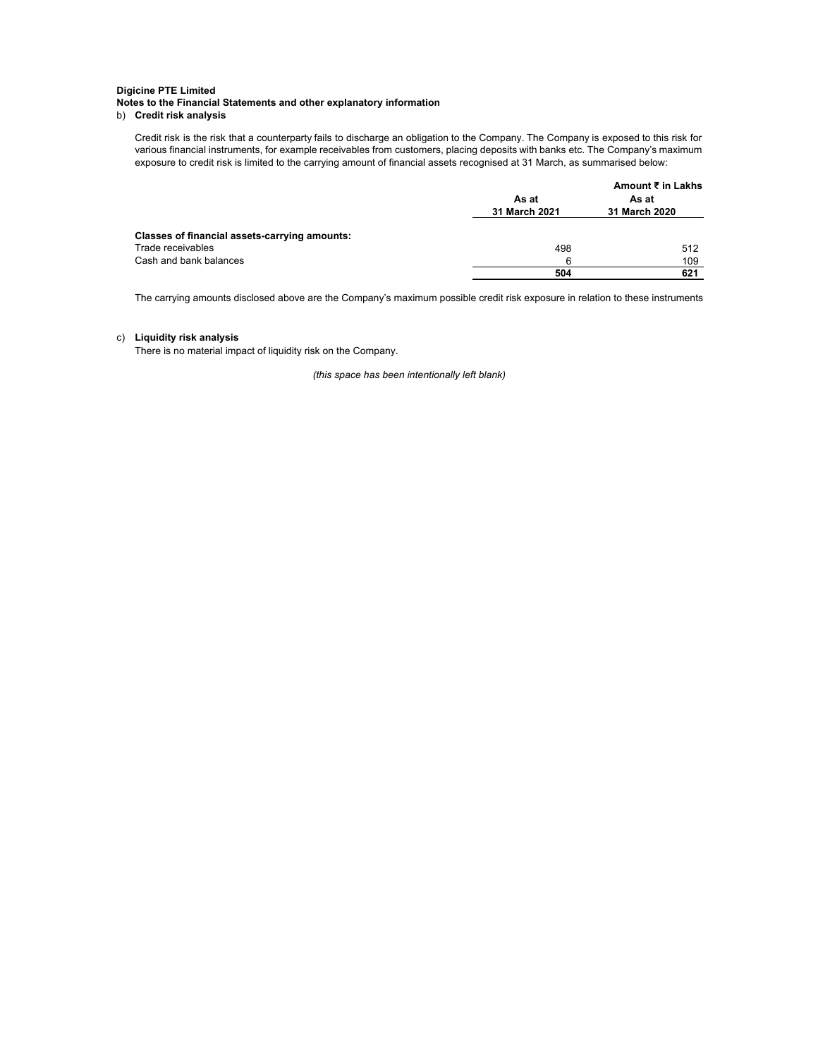**Digicine PTE Limited**

**Notes to the Financial Statements and other explanatory information**

b) **Credit risk analysis**

Credit risk is the risk that a counterparty fails to discharge an obligation to the Company. The Company is exposed to this risk for various financial instruments, for example receivables from customers, placing deposits with banks etc. The Company's maximum exposure to credit risk is limited to the carrying amount of financial assets recognised at 31 March, as summarised below:

| | | **Amount ₹ in Lakhs** |
|---|---|---|
| | **As at 31 March 2021** | **As at 31 March 2020** |
| **Classes of financial assets-carrying amounts:** | | |
| Trade receivables | 498 | 512 |
| Cash and bank balances | 6 | 109 |
| | **504** | **621** |

The carrying amounts disclosed above are the Company's maximum possible credit risk exposure in relation to these instruments

c) **Liquidity risk analysis**

There is no material impact of liquidity risk on the Company.

*(this space has been intentionally left blank)*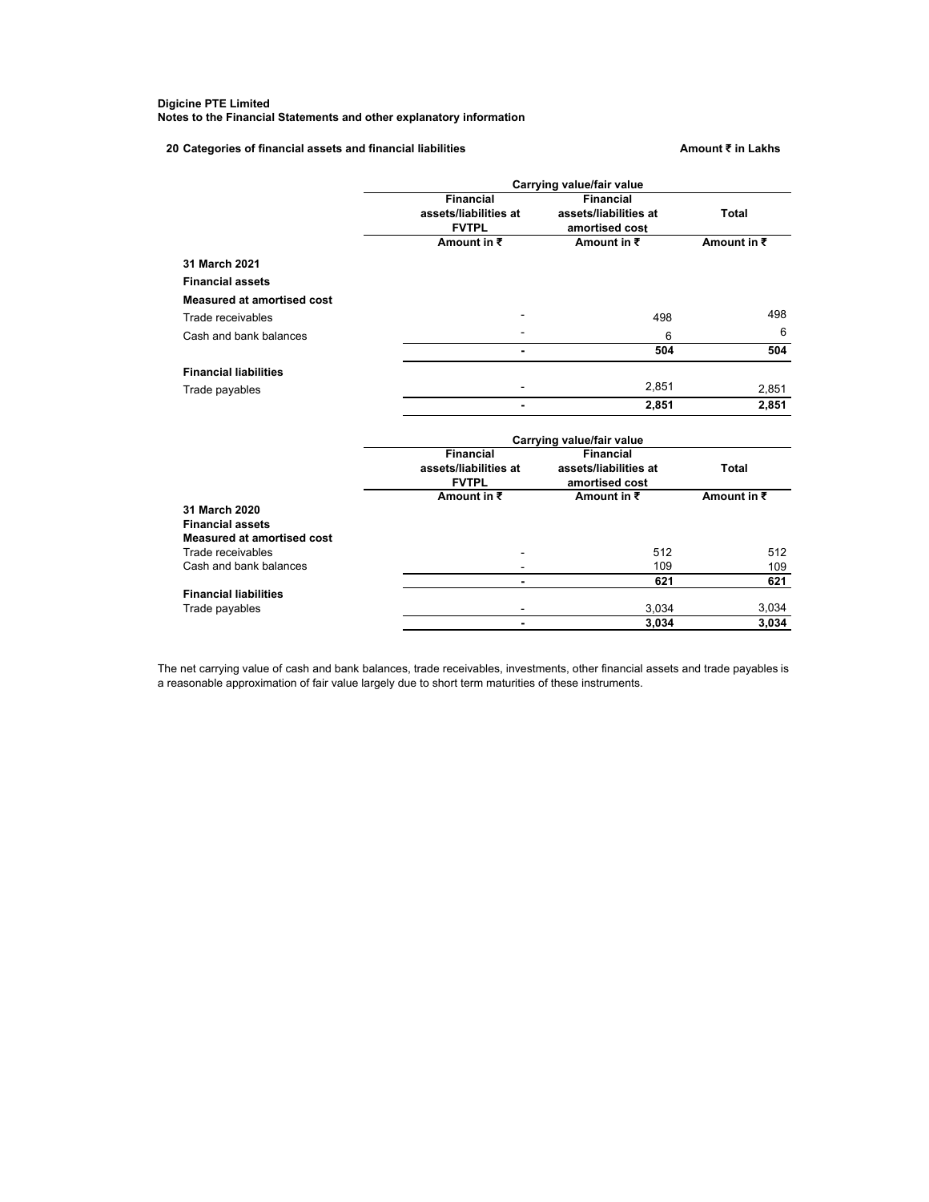**Digicine PTE Limited**
**Notes to the Financial Statements and other explanatory information**

### 20 Categories of financial assets and financial liabilities

**Amount ₹ in Lakhs**

| | Carrying value/fair value | | |
|---|---|---|---|
| | **Financial assets/liabilities at FVTPL** | **Financial assets/liabilities at amortised cost** | **Total** |
| | **Amount in ₹** | **Amount in ₹** | **Amount in ₹** |
| **31 March 2021** | | | |
| **Financial assets** | | | |
| **Measured at amortised cost** | | | |
| Trade receivables | - | 498 | 498 |
| Cash and bank balances | - | 6 | 6 |
| | **-** | **504** | **504** |
| **Financial liabilities** | | | |
| Trade payables | - | 2,851 | 2,851 |
| | **-** | **2,851** | **2,851** |

| | Carrying value/fair value | | |
|---|---|---|---|
| | **Financial assets/liabilities at FVTPL** | **Financial assets/liabilities at amortised cost** | **Total** |
| | **Amount in ₹** | **Amount in ₹** | **Amount in ₹** |
| **31 March 2020** | | | |
| **Financial assets** | | | |
| **Measured at amortised cost** | | | |
| Trade receivables | - | 512 | 512 |
| Cash and bank balances | - | 109 | 109 |
| | **-** | **621** | **621** |
| **Financial liabilities** | | | |
| Trade payables | - | 3,034 | 3,034 |
| | **-** | **3,034** | **3,034** |

The net carrying value of cash and bank balances, trade receivables, investments, other financial assets and trade payables is a reasonable approximation of fair value largely due to short term maturities of these instruments.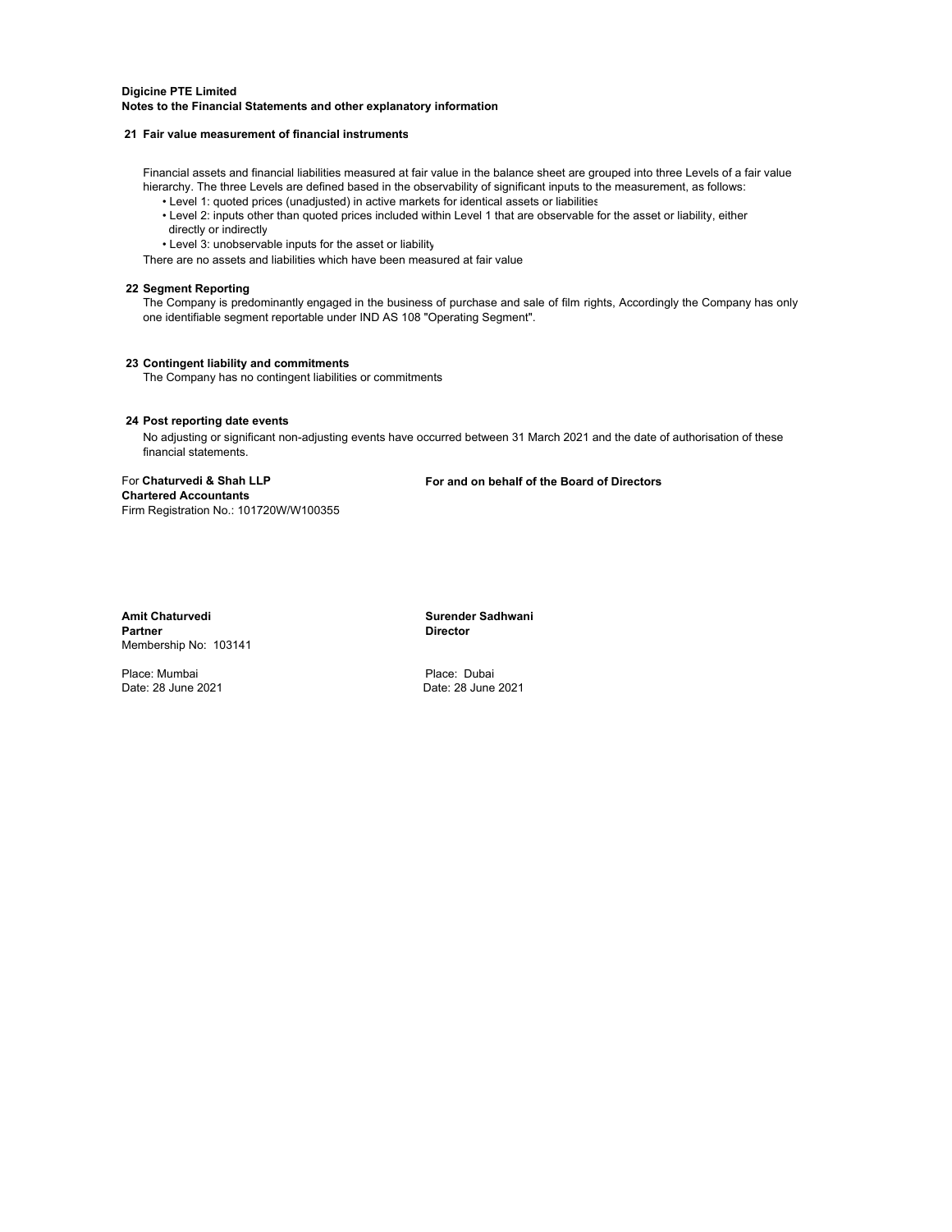**Digicine PTE Limited**
**Notes to the Financial Statements and other explanatory information**

## 21 Fair value measurement of financial instruments

Financial assets and financial liabilities measured at fair value in the balance sheet are grouped into three Levels of a fair value hierarchy. The three Levels are defined based in the observability of significant inputs to the measurement, as follows:

- Level 1: quoted prices (unadjusted) in active markets for identical assets or liabilities
- Level 2: inputs other than quoted prices included within Level 1 that are observable for the asset or liability, either directly or indirectly
- Level 3: unobservable inputs for the asset or liability

There are no assets and liabilities which have been measured at fair value

## 22 Segment Reporting

The Company is predominantly engaged in the business of purchase and sale of film rights, Accordingly the Company has only one identifiable segment reportable under IND AS 108 "Operating Segment".

## 23 Contingent liability and commitments

The Company has no contingent liabilities or commitments

## 24 Post reporting date events

No adjusting or significant non-adjusting events have occurred between 31 March 2021 and the date of authorisation of these financial statements.

For **Chaturvedi & Shah LLP**
**Chartered Accountants**
Firm Registration No.: 101720W/W100355

**For and on behalf of the Board of Directors**

**Amit Chaturvedi**
**Partner**
Membership No: 103141

Place: Mumbai
Date: 28 June 2021

**Surender Sadhwani**
**Director**

Place: Dubai
Date: 28 June 2021